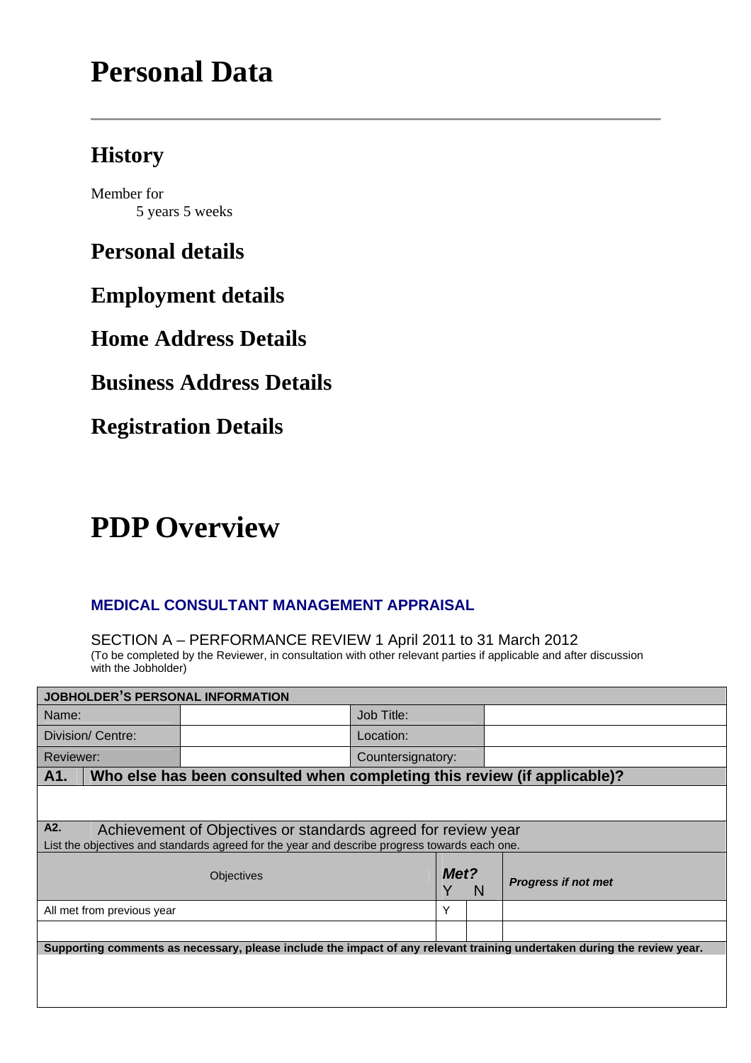# Personal Data

## History

Member for
5 years 5 weeks

## Personal details

## Employment details

## Home Address Details

## Business Address Details

## Registration Details

# PDP Overview

### MEDICAL CONSULTANT MANAGEMENT APPRAISAL

SECTION A – PERFORMANCE REVIEW 1 April 2011 to 31 March 2012
(To be completed by the Reviewer, in consultation with other relevant parties if applicable and after discussion with the Jobholder)

| **JOBHOLDER'S PERSONAL INFORMATION** | | | |
|---|---|---|---|
| Name: | | Job Title: | |
| Division/ Centre: | | Location: | |
| Reviewer: | | Countersignatory: | |

**A1. Who else has been consulted when completing this review (if applicable)?**

**A2.** Achievement of Objectives or standards agreed for review year
List the objectives and standards agreed for the year and describe progress towards each one.

| Objectives | ***Met?*** Y | N | ***Progress if not met*** |
|---|---|---|---|
| All met from previous year | Y | | |
| | | | |

**Supporting comments as necessary, please include the impact of any relevant training undertaken during the review year.**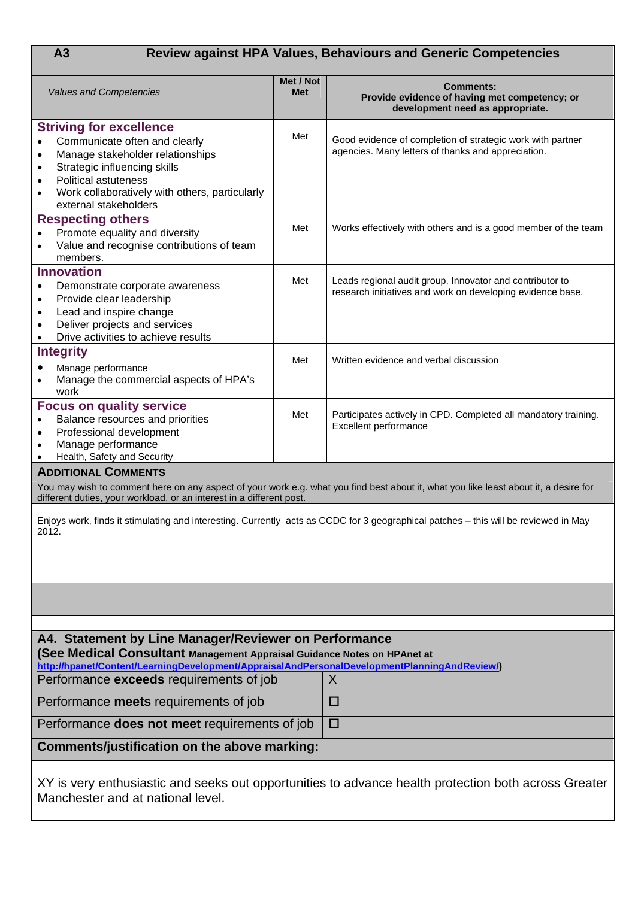## A3 Review against HPA Values, Behaviours and Generic Competencies

| *Values and Competencies* | **Met / Not Met** | **Comments: Provide evidence of having met competency; or development need as appropriate.** |
|---|---|---|
| **Striving for excellence**<br>• Communicate often and clearly<br>• Manage stakeholder relationships<br>• Strategic influencing skills<br>• Political astuteness<br>• Work collaboratively with others, particularly external stakeholders | Met | Good evidence of completion of strategic work with partner agencies. Many letters of thanks and appreciation. |
| **Respecting others**<br>• Promote equality and diversity<br>• Value and recognise contributions of team members. | Met | Works effectively with others and is a good member of the team |
| **Innovation**<br>• Demonstrate corporate awareness<br>• Provide clear leadership<br>• Lead and inspire change<br>• Deliver projects and services<br>• Drive activities to achieve results | Met | Leads regional audit group. Innovator and contributor to research initiatives and work on developing evidence base. |
| **Integrity**<br>• Manage performance<br>• Manage the commercial aspects of HPA's work | Met | Written evidence and verbal discussion |
| **Focus on quality service**<br>• Balance resources and priorities<br>• Professional development<br>• Manage performance<br>• Health, Safety and Security | Met | Participates actively in CPD. Completed all mandatory training. Excellent performance |

### Additional Comments

You may wish to comment here on any aspect of your work e.g. what you find best about it, what you like least about it, a desire for different duties, your workload, or an interest in a different post.

Enjoys work, finds it stimulating and interesting. Currently acts as CCDC for 3 geographical patches – this will be reviewed in May 2012.

## A4. Statement by Line Manager/Reviewer on Performance

**(See Medical Consultant Management Appraisal Guidance Notes on HPAnet at http://hpanet/Content/LearningDevelopment/AppraisalAndPersonalDevelopmentPlanningAndReview/)**

| | |
|---|---|
| Performance **exceeds** requirements of job | X |
| Performance **meets** requirements of job | ☐ |
| Performance **does not meet** requirements of job | ☐ |

**Comments/justification on the above marking:**

XY is very enthusiastic and seeks out opportunities to advance health protection both across Greater Manchester and at national level.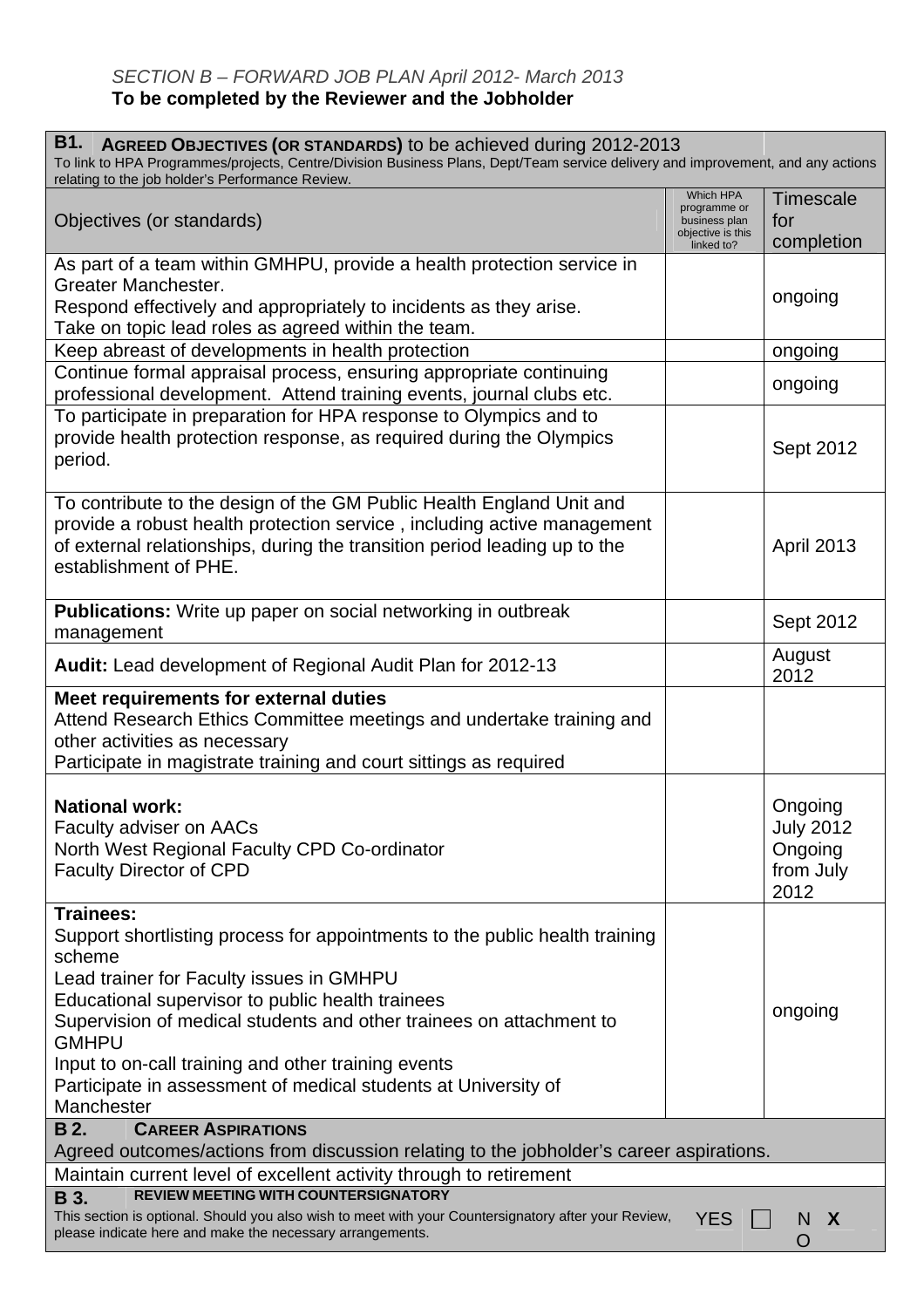*SECTION B – FORWARD JOB PLAN April 2012- March 2013*

**To be completed by the Reviewer and the Jobholder**

**B1. AGREED OBJECTIVES (OR STANDARDS)** to be achieved during 2012-2013

To link to HPA Programmes/projects, Centre/Division Business Plans, Dept/Team service delivery and improvement, and any actions relating to the job holder's Performance Review.

| Objectives (or standards) | Which HPA programme or business plan objective is this linked to? | Timescale for completion |
|---|---|---|
| As part of a team within GMHPU, provide a health protection service in Greater Manchester.<br>Respond effectively and appropriately to incidents as they arise.<br>Take on topic lead roles as agreed within the team. | | ongoing |
| Keep abreast of developments in health protection | | ongoing |
| Continue formal appraisal process, ensuring appropriate continuing professional development. Attend training events, journal clubs etc. | | ongoing |
| To participate in preparation for HPA response to Olympics and to provide health protection response, as required during the Olympics period. | | Sept 2012 |
| To contribute to the design of the GM Public Health England Unit and provide a robust health protection service , including active management of external relationships, during the transition period leading up to the establishment of PHE. | | April 2013 |
| **Publications:** Write up paper on social networking in outbreak management | | Sept 2012 |
| **Audit:** Lead development of Regional Audit Plan for 2012-13 | | August 2012 |
| **Meet requirements for external duties**<br>Attend Research Ethics Committee meetings and undertake training and other activities as necessary<br>Participate in magistrate training and court sittings as required | | |
| **National work:**<br>Faculty adviser on AACs<br>North West Regional Faculty CPD Co-ordinator<br>Faculty Director of CPD | | Ongoing<br>July 2012<br>Ongoing<br>from July 2012 |
| **Trainees:**<br>Support shortlisting process for appointments to the public health training scheme<br>Lead trainer for Faculty issues in GMHPU<br>Educational supervisor to public health trainees<br>Supervision of medical students and other trainees on attachment to GMHPU<br>Input to on-call training and other training events<br>Participate in assessment of medical students at University of Manchester | | ongoing |

**B 2. CAREER ASPIRATIONS**

Agreed outcomes/actions from discussion relating to the jobholder's career aspirations.

Maintain current level of excellent activity through to retirement

**B 3. REVIEW MEETING WITH COUNTERSIGNATORY**

This section is optional. Should you also wish to meet with your Countersignatory after your Review, please indicate here and make the necessary arrangements.

YES ☐ NO **X**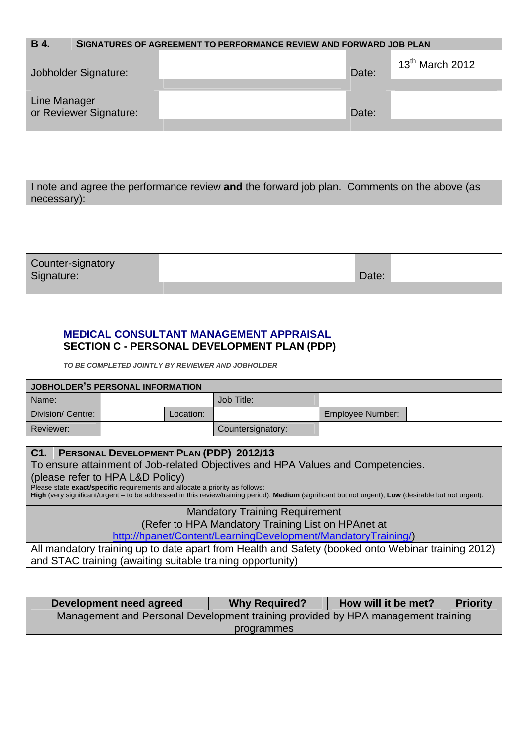| **B 4.** **SIGNATURES OF AGREEMENT TO PERFORMANCE REVIEW AND FORWARD JOB PLAN** | | | |
|---|---|---|---|
| Jobholder Signature: | | Date: | 13th March 2012 |
| Line Manager or Reviewer Signature: | | Date: | |
| | | | |
| I note and agree the performance review **and** the forward job plan. Comments on the above (as necessary): | | | |
| | | | |
| Counter-signatory Signature: | | Date: | |

## MEDICAL CONSULTANT MANAGEMENT APPRAISAL

## SECTION C - PERSONAL DEVELOPMENT PLAN (PDP)

***TO BE COMPLETED JOINTLY BY REVIEWER AND JOBHOLDER***

| **JOBHOLDER'S PERSONAL INFORMATION** | | | | | |
|---|---|---|---|---|---|
| Name: | | | Job Title: | | |
| Division/ Centre: | | Location: | | Employee Number: | |
| Reviewer: | | | Countersignatory: | | |

| **C1.** **PERSONAL DEVELOPMENT PLAN (PDP) 2012/13** | | | |
|---|---|---|---|
| To ensure attainment of Job-related Objectives and HPA Values and Competencies. (please refer to HPA L&D Policy) Please state **exact/specific** requirements and allocate a priority as follows: **High** (very significant/urgent – to be addressed in this review/training period); **Medium** (significant but not urgent), **Low** (desirable but not urgent). | | | |
| Mandatory Training Requirement (Refer to HPA Mandatory Training List on HPAnet at http://hpanet/Content/LearningDevelopment/MandatoryTraining/) | | | |
| All mandatory training up to date apart from Health and Safety (booked onto Webinar training 2012) and STAC training (awaiting suitable training opportunity) | | | |
| | | | |
| | | | |
| **Development need agreed** | **Why Required?** | **How will it be met?** | **Priority** |
| Management and Personal Development training provided by HPA management training programmes | | | |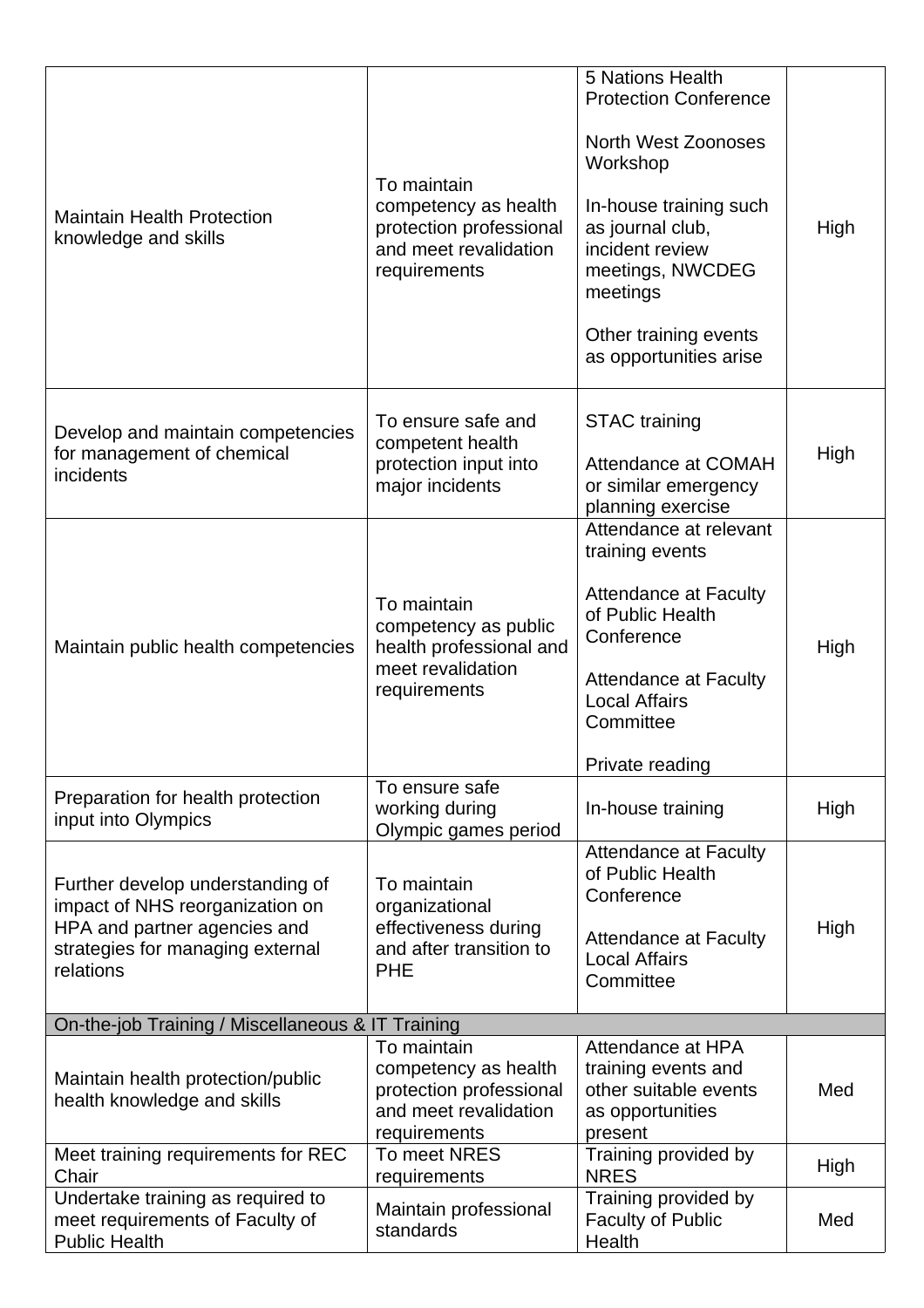| | | | |
|---|---|---|---|
| Maintain Health Protection knowledge and skills | To maintain competency as health protection professional and meet revalidation requirements | 5 Nations Health Protection Conference<br><br>North West Zoonoses Workshop<br><br>In-house training such as journal club, incident review meetings, NWCDEG meetings<br><br>Other training events as opportunities arise | High |
| Develop and maintain competencies for management of chemical incidents | To ensure safe and competent health protection input into major incidents | STAC training<br><br>Attendance at COMAH or similar emergency planning exercise | High |
| Maintain public health competencies | To maintain competency as public health professional and meet revalidation requirements | Attendance at relevant training events<br><br>Attendance at Faculty of Public Health Conference<br><br>Attendance at Faculty Local Affairs Committee<br><br>Private reading | High |
| Preparation for health protection input into Olympics | To ensure safe working during Olympic games period | In-house training | High |
| Further develop understanding of impact of NHS reorganization on HPA and partner agencies and strategies for managing external relations | To maintain organizational effectiveness during and after transition to PHE | Attendance at Faculty of Public Health Conference<br><br>Attendance at Faculty Local Affairs Committee | High |
| On-the-job Training / Miscellaneous & IT Training | | | |
| Maintain health protection/public health knowledge and skills | To maintain competency as health protection professional and meet revalidation requirements | Attendance at HPA training events and other suitable events as opportunities present | Med |
| Meet training requirements for REC Chair | To meet NRES requirements | Training provided by NRES | High |
| Undertake training as required to meet requirements of Faculty of Public Health | Maintain professional standards | Training provided by Faculty of Public Health | Med |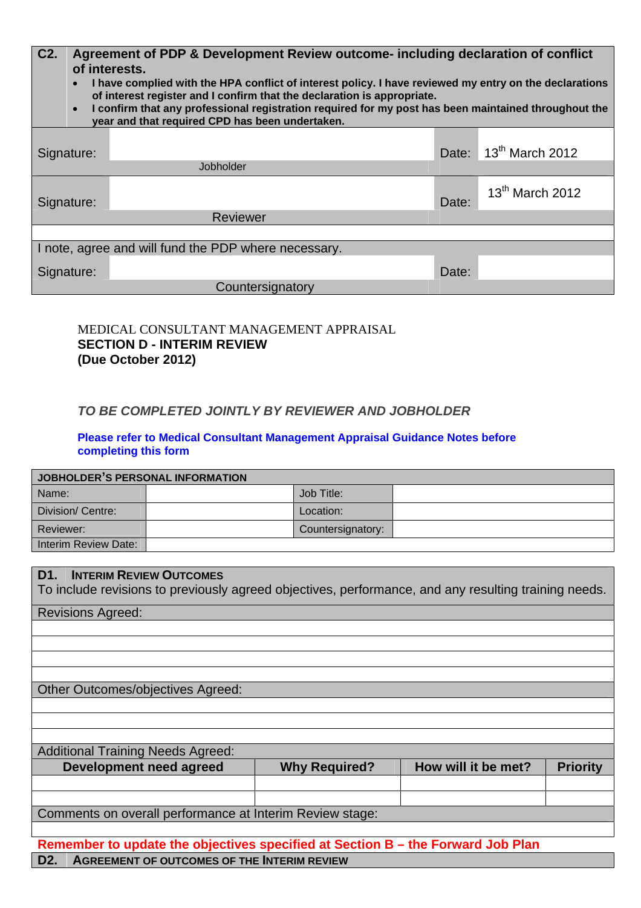| C2. | Agreement of PDP & Development Review outcome- including declaration of conflict of interests. |
|---|---|
| | • I have complied with the HPA conflict of interest policy. I have reviewed my entry on the declarations of interest register and I confirm that the declaration is appropriate.<br>• I confirm that any professional registration required for my post has been maintained throughout the year and that required CPD has been undertaken. |

| Signature: | | Date: | 13th March 2012 |
|---|---|---|---|
| | Jobholder | | |
| Signature: | | Date: | 13th March 2012 |
| | Reviewer | | |
| I note, agree and will fund the PDP where necessary. | | | |
| Signature: | | Date: | |
| | Countersignatory | | |

MEDICAL CONSULTANT MANAGEMENT APPRAISAL

**SECTION D - INTERIM REVIEW**
**(Due October 2012)**

***TO BE COMPLETED JOINTLY BY REVIEWER AND JOBHOLDER***

**Please refer to Medical Consultant Management Appraisal Guidance Notes before completing this form**

| JOBHOLDER'S PERSONAL INFORMATION | | | |
|---|---|---|---|
| Name: | | Job Title: | |
| Division/ Centre: | | Location: | |
| Reviewer: | | Countersignatory: | |
| Interim Review Date: | | | |

**D1. INTERIM REVIEW OUTCOMES**

To include revisions to previously agreed objectives, performance, and any resulting training needs.

| Revisions Agreed: |
|---|
| |
| |
| |
| |

| Other Outcomes/objectives Agreed: |
|---|
| |
| |
| |

Additional Training Needs Agreed:

| Development need agreed | Why Required? | How will it be met? | Priority |
|---|---|---|---|
| | | | |
| | | | |

| Comments on overall performance at Interim Review stage: |
|---|
| |

**Remember to update the objectives specified at Section B – the Forward Job Plan**

**D2. AGREEMENT OF OUTCOMES OF THE INTERIM REVIEW**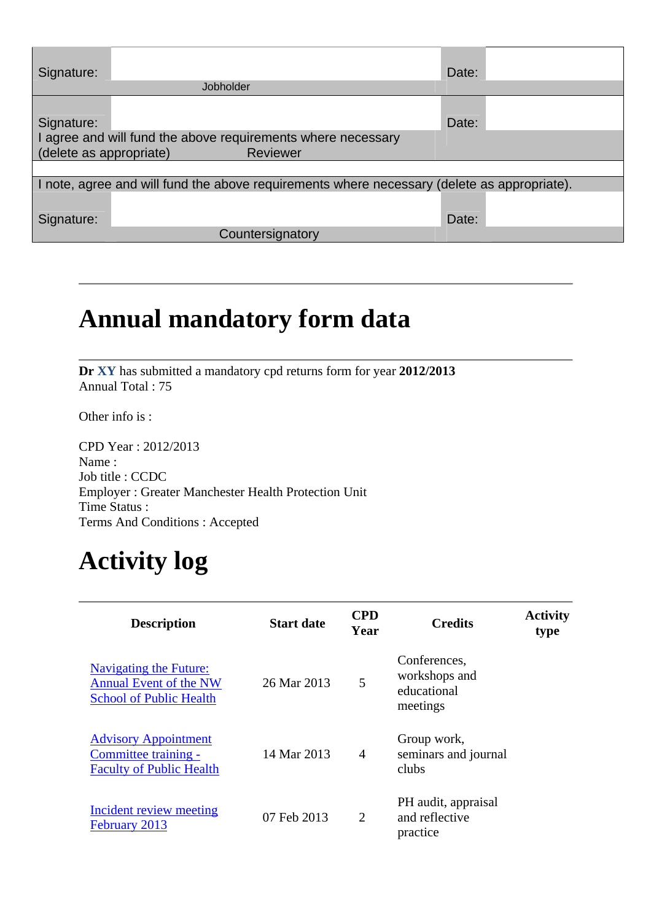| Signature: | | Date: | |
|---|---|---|---|
| | Jobholder | | |
| Signature: | | Date: | |
| I agree and will fund the above requirements where necessary (delete as appropriate) | Reviewer | | |
| | | | |
| I note, agree and will fund the above requirements where necessary (delete as appropriate). | | | |
| Signature: | | Date: | |
| | Countersignatory | | |

# Annual mandatory form data

**Dr XY** has submitted a mandatory cpd returns form for year **2012/2013**
Annual Total : 75

Other info is :

CPD Year : 2012/2013
Name :
Job title : CCDC
Employer : Greater Manchester Health Protection Unit
Time Status :
Terms And Conditions : Accepted

# Activity log

| Description | Start date | CPD Year | Credits | Activity type |
|---|---|---|---|---|
| Navigating the Future: Annual Event of the NW School of Public Health | 26 Mar 2013 | 5 | Conferences, workshops and educational meetings | |
| Advisory Appointment Committee training - Faculty of Public Health | 14 Mar 2013 | 4 | Group work, seminars and journal clubs | |
| Incident review meeting February 2013 | 07 Feb 2013 | 2 | PH audit, appraisal and reflective practice | |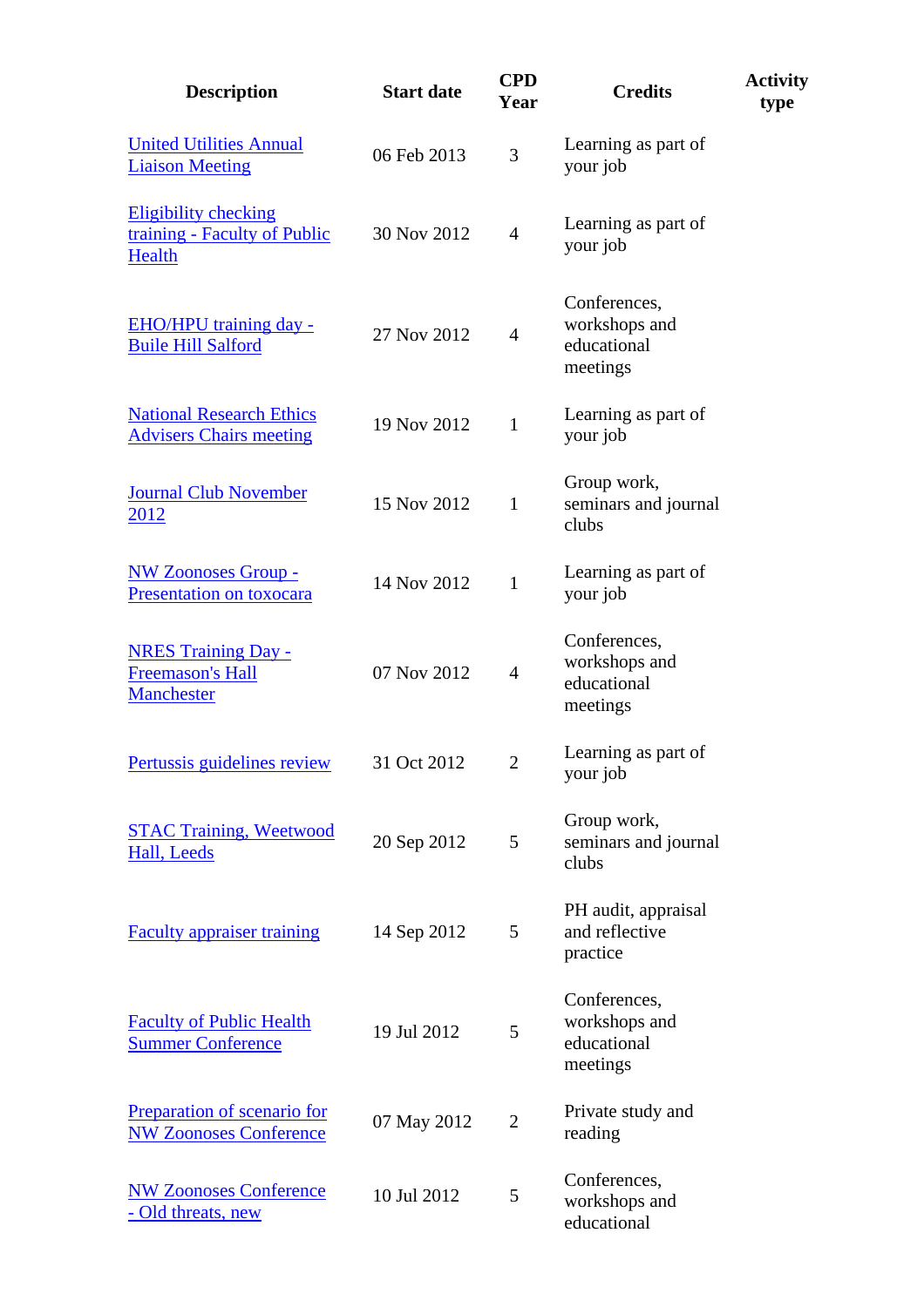| Description | Start date | CPD Year | Credits | Activity type |
|---|---|---|---|---|
| United Utilities Annual Liaison Meeting | 06 Feb 2013 | 3 | Learning as part of your job | |
| Eligibility checking training - Faculty of Public Health | 30 Nov 2012 | 4 | Learning as part of your job | |
| EHO/HPU training day - Buile Hill Salford | 27 Nov 2012 | 4 | Conferences, workshops and educational meetings | |
| National Research Ethics Advisers Chairs meeting | 19 Nov 2012 | 1 | Learning as part of your job | |
| Journal Club November 2012 | 15 Nov 2012 | 1 | Group work, seminars and journal clubs | |
| NW Zoonoses Group - Presentation on toxocara | 14 Nov 2012 | 1 | Learning as part of your job | |
| NRES Training Day - Freemason's Hall Manchester | 07 Nov 2012 | 4 | Conferences, workshops and educational meetings | |
| Pertussis guidelines review | 31 Oct 2012 | 2 | Learning as part of your job | |
| STAC Training, Weetwood Hall, Leeds | 20 Sep 2012 | 5 | Group work, seminars and journal clubs | |
| Faculty appraiser training | 14 Sep 2012 | 5 | PH audit, appraisal and reflective practice | |
| Faculty of Public Health Summer Conference | 19 Jul 2012 | 5 | Conferences, workshops and educational meetings | |
| Preparation of scenario for NW Zoonoses Conference | 07 May 2012 | 2 | Private study and reading | |
| NW Zoonoses Conference - Old threats, new | 10 Jul 2012 | 5 | Conferences, workshops and educational | |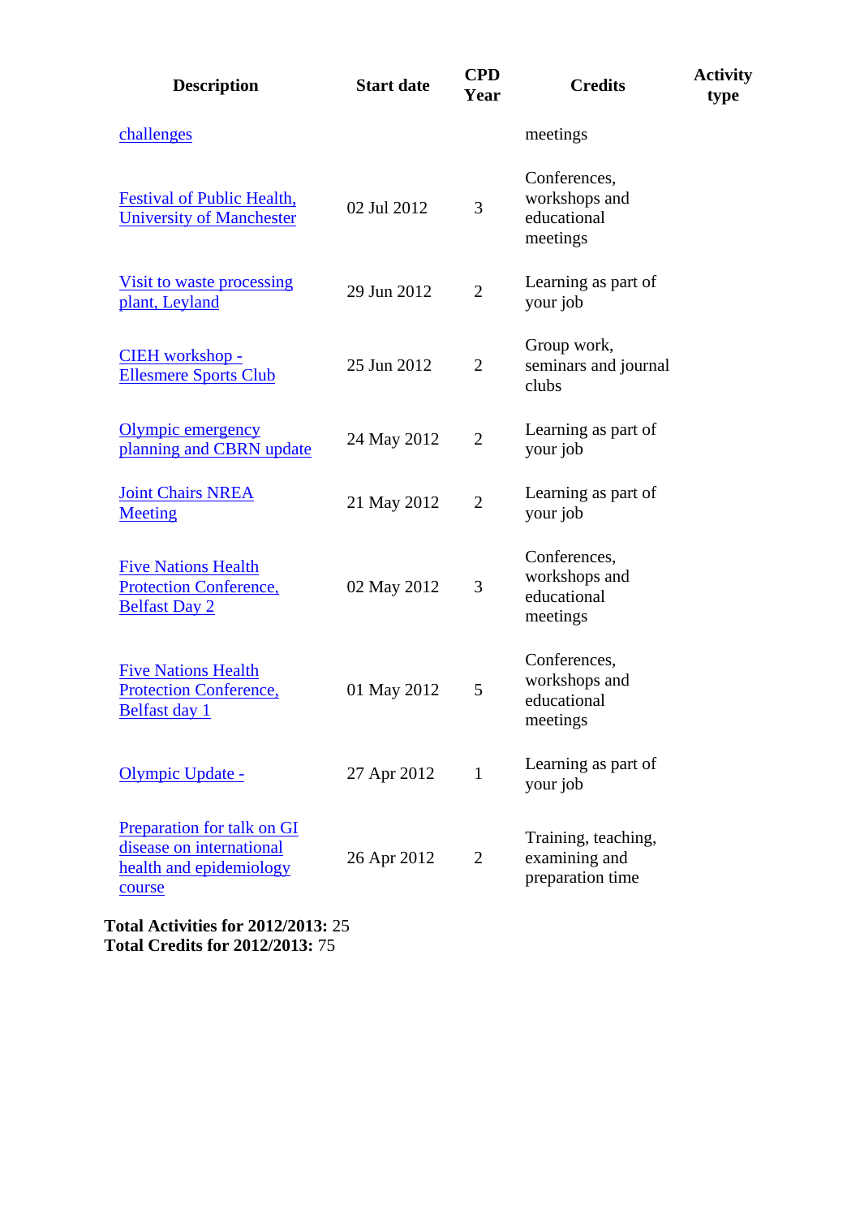| Description | Start date | CPD Year | Credits | Activity type |
|---|---|---|---|---|
| challenges | | | meetings | |
| Festival of Public Health, University of Manchester | 02 Jul 2012 | 3 | Conferences, workshops and educational meetings | |
| Visit to waste processing plant, Leyland | 29 Jun 2012 | 2 | Learning as part of your job | |
| CIEH workshop - Ellesmere Sports Club | 25 Jun 2012 | 2 | Group work, seminars and journal clubs | |
| Olympic emergency planning and CBRN update | 24 May 2012 | 2 | Learning as part of your job | |
| Joint Chairs NREA Meeting | 21 May 2012 | 2 | Learning as part of your job | |
| Five Nations Health Protection Conference, Belfast Day 2 | 02 May 2012 | 3 | Conferences, workshops and educational meetings | |
| Five Nations Health Protection Conference, Belfast day 1 | 01 May 2012 | 5 | Conferences, workshops and educational meetings | |
| Olympic Update - | 27 Apr 2012 | 1 | Learning as part of your job | |
| Preparation for talk on GI disease on international health and epidemiology course | 26 Apr 2012 | 2 | Training, teaching, examining and preparation time | |

**Total Activities for 2012/2013:** 25
**Total Credits for 2012/2013:** 75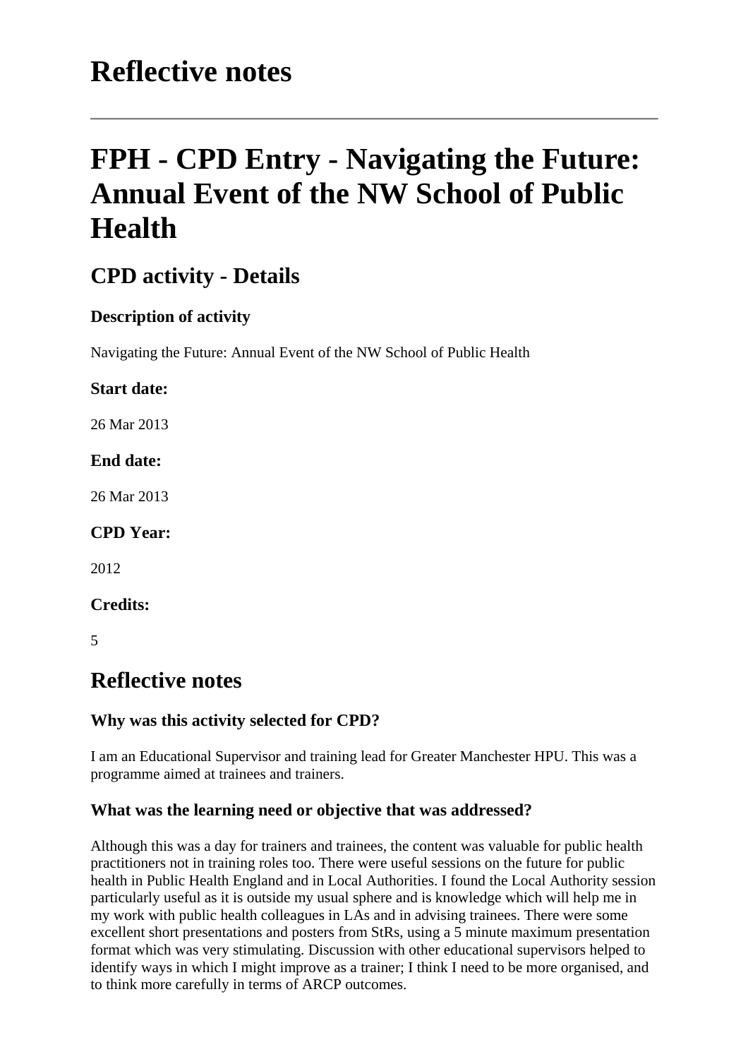# Reflective notes

---

# FPH - CPD Entry - Navigating the Future: Annual Event of the NW School of Public Health

## CPD activity - Details

### Description of activity

Navigating the Future: Annual Event of the NW School of Public Health

### Start date:

26 Mar 2013

### End date:

26 Mar 2013

### CPD Year:

2012

### Credits:

5

## Reflective notes

### Why was this activity selected for CPD?

I am an Educational Supervisor and training lead for Greater Manchester HPU. This was a programme aimed at trainees and trainers.

### What was the learning need or objective that was addressed?

Although this was a day for trainers and trainees, the content was valuable for public health practitioners not in training roles too. There were useful sessions on the future for public health in Public Health England and in Local Authorities. I found the Local Authority session particularly useful as it is outside my usual sphere and is knowledge which will help me in my work with public health colleagues in LAs and in advising trainees. There were some excellent short presentations and posters from StRs, using a 5 minute maximum presentation format which was very stimulating. Discussion with other educational supervisors helped to identify ways in which I might improve as a trainer; I think I need to be more organised, and to think more carefully in terms of ARCP outcomes.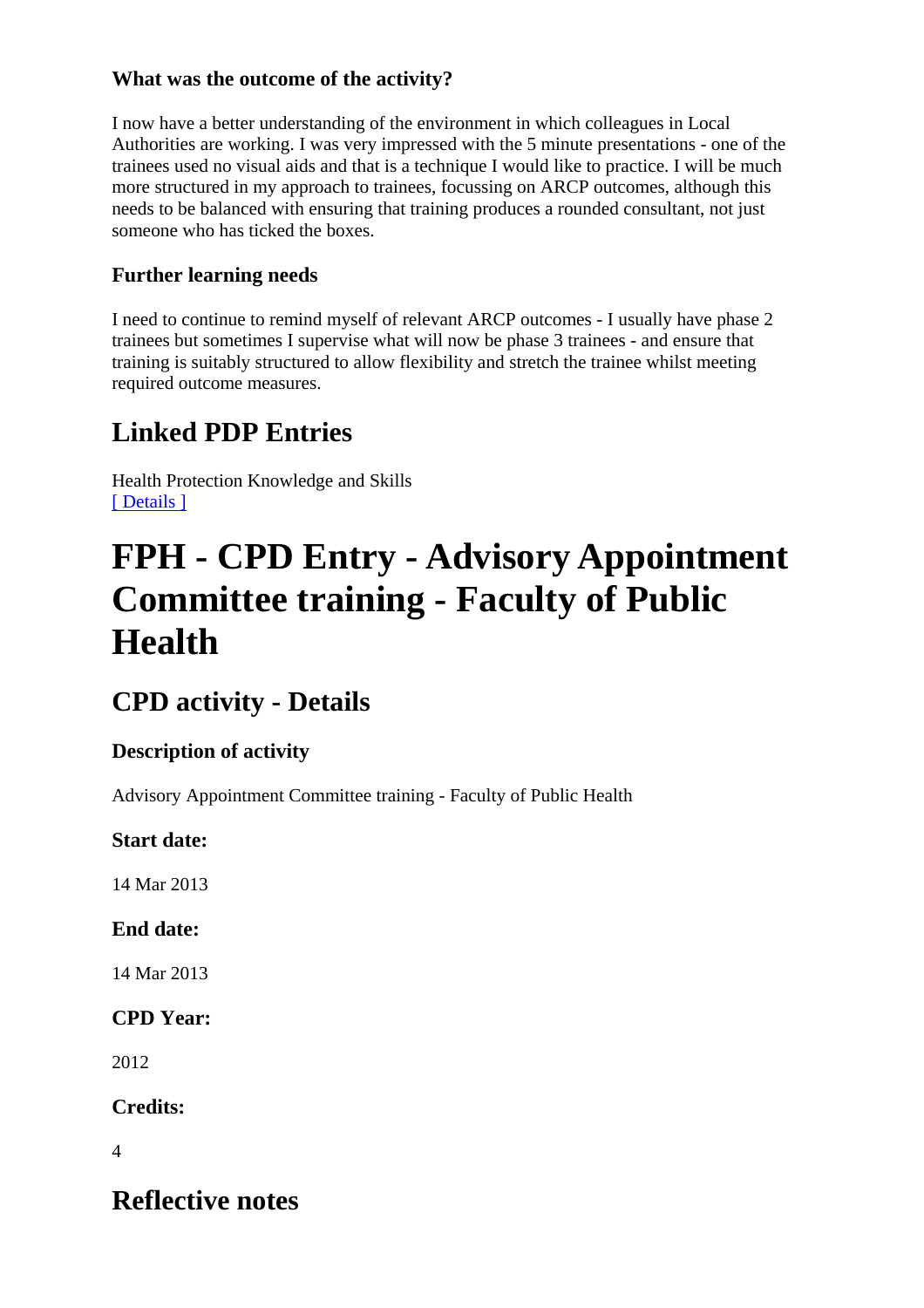### What was the outcome of the activity?

I now have a better understanding of the environment in which colleagues in Local Authorities are working. I was very impressed with the 5 minute presentations - one of the trainees used no visual aids and that is a technique I would like to practice. I will be much more structured in my approach to trainees, focussing on ARCP outcomes, although this needs to be balanced with ensuring that training produces a rounded consultant, not just someone who has ticked the boxes.

### Further learning needs

I need to continue to remind myself of relevant ARCP outcomes - I usually have phase 2 trainees but sometimes I supervise what will now be phase 3 trainees - and ensure that training is suitably structured to allow flexibility and stretch the trainee whilst meeting required outcome measures.

## Linked PDP Entries

Health Protection Knowledge and Skills
[ Details ]

# FPH - CPD Entry - Advisory Appointment Committee training - Faculty of Public Health

## CPD activity - Details

### Description of activity

Advisory Appointment Committee training - Faculty of Public Health

### Start date:

14 Mar 2013

### End date:

14 Mar 2013

### CPD Year:

2012

### Credits:

4

## Reflective notes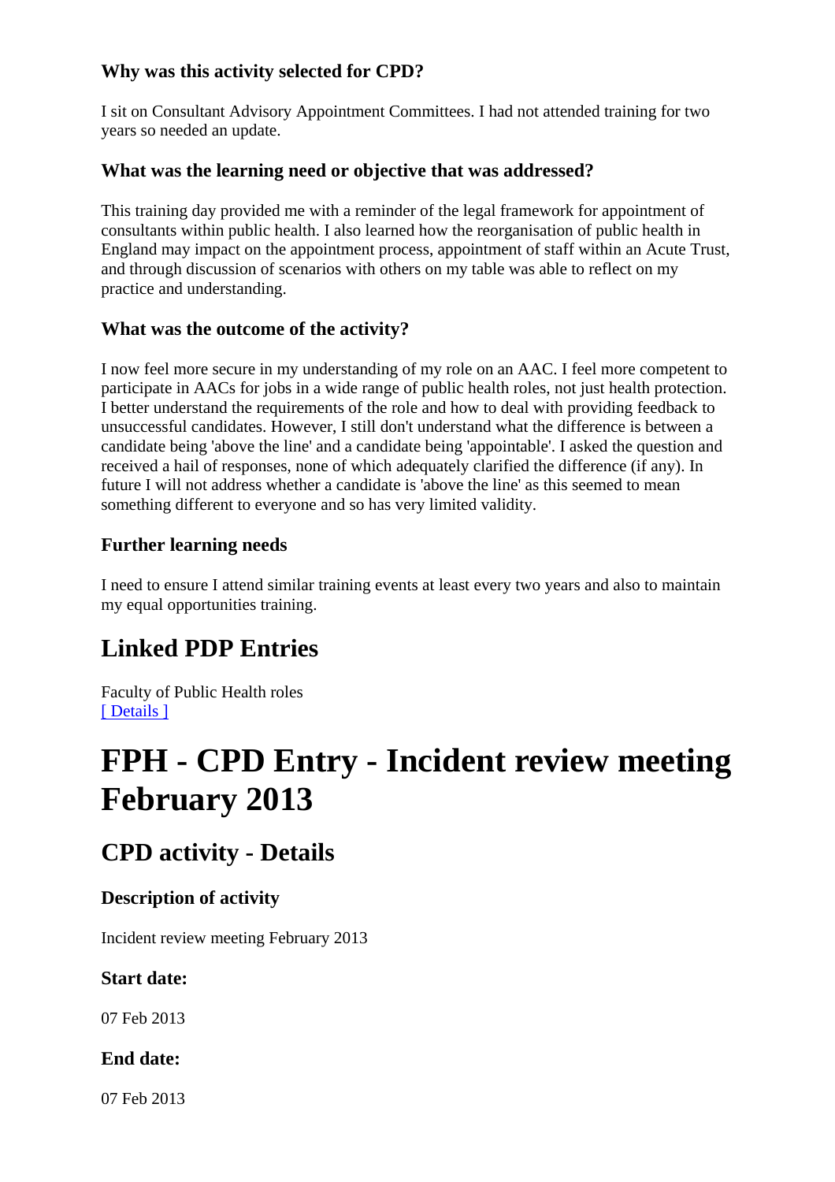### Why was this activity selected for CPD?

I sit on Consultant Advisory Appointment Committees. I had not attended training for two years so needed an update.

### What was the learning need or objective that was addressed?

This training day provided me with a reminder of the legal framework for appointment of consultants within public health. I also learned how the reorganisation of public health in England may impact on the appointment process, appointment of staff within an Acute Trust, and through discussion of scenarios with others on my table was able to reflect on my practice and understanding.

### What was the outcome of the activity?

I now feel more secure in my understanding of my role on an AAC. I feel more competent to participate in AACs for jobs in a wide range of public health roles, not just health protection. I better understand the requirements of the role and how to deal with providing feedback to unsuccessful candidates. However, I still don't understand what the difference is between a candidate being 'above the line' and a candidate being 'appointable'. I asked the question and received a hail of responses, none of which adequately clarified the difference (if any). In future I will not address whether a candidate is 'above the line' as this seemed to mean something different to everyone and so has very limited validity.

### Further learning needs

I need to ensure I attend similar training events at least every two years and also to maintain my equal opportunities training.

## Linked PDP Entries

Faculty of Public Health roles
[ Details ]

# FPH - CPD Entry - Incident review meeting February 2013

## CPD activity - Details

### Description of activity

Incident review meeting February 2013

### Start date:

07 Feb 2013

### End date:

07 Feb 2013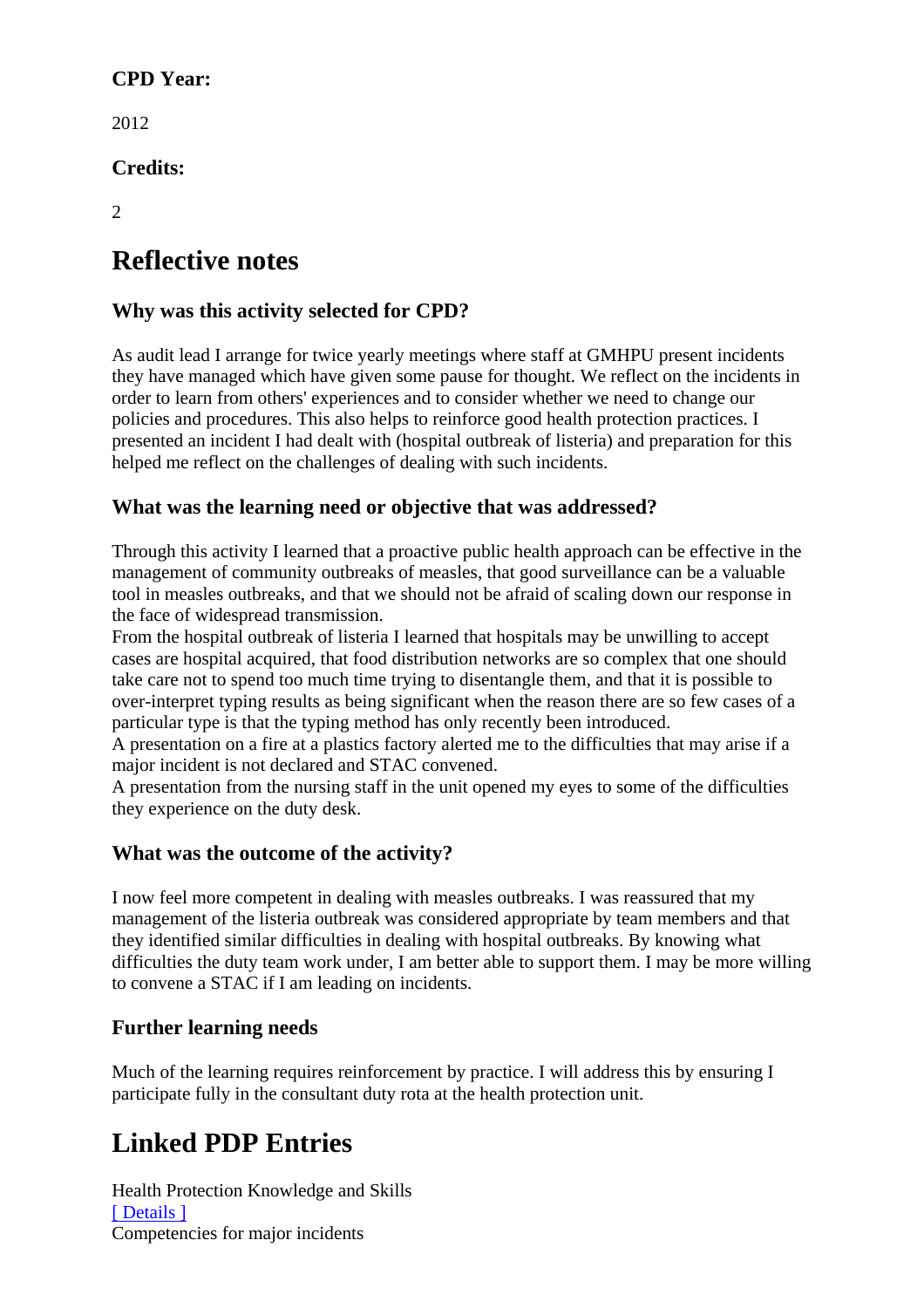### CPD Year:

2012

### Credits:

2

## Reflective notes

### Why was this activity selected for CPD?

As audit lead I arrange for twice yearly meetings where staff at GMHPU present incidents they have managed which have given some pause for thought. We reflect on the incidents in order to learn from others' experiences and to consider whether we need to change our policies and procedures. This also helps to reinforce good health protection practices. I presented an incident I had dealt with (hospital outbreak of listeria) and preparation for this helped me reflect on the challenges of dealing with such incidents.

### What was the learning need or objective that was addressed?

Through this activity I learned that a proactive public health approach can be effective in the management of community outbreaks of measles, that good surveillance can be a valuable tool in measles outbreaks, and that we should not be afraid of scaling down our response in the face of widespread transmission.
From the hospital outbreak of listeria I learned that hospitals may be unwilling to accept cases are hospital acquired, that food distribution networks are so complex that one should take care not to spend too much time trying to disentangle them, and that it is possible to over-interpret typing results as being significant when the reason there are so few cases of a particular type is that the typing method has only recently been introduced.
A presentation on a fire at a plastics factory alerted me to the difficulties that may arise if a major incident is not declared and STAC convened.
A presentation from the nursing staff in the unit opened my eyes to some of the difficulties they experience on the duty desk.

### What was the outcome of the activity?

I now feel more competent in dealing with measles outbreaks. I was reassured that my management of the listeria outbreak was considered appropriate by team members and that they identified similar difficulties in dealing with hospital outbreaks. By knowing what difficulties the duty team work under, I am better able to support them. I may be more willing to convene a STAC if I am leading on incidents.

### Further learning needs

Much of the learning requires reinforcement by practice. I will address this by ensuring I participate fully in the consultant duty rota at the health protection unit.

## Linked PDP Entries

Health Protection Knowledge and Skills
[ Details ]
Competencies for major incidents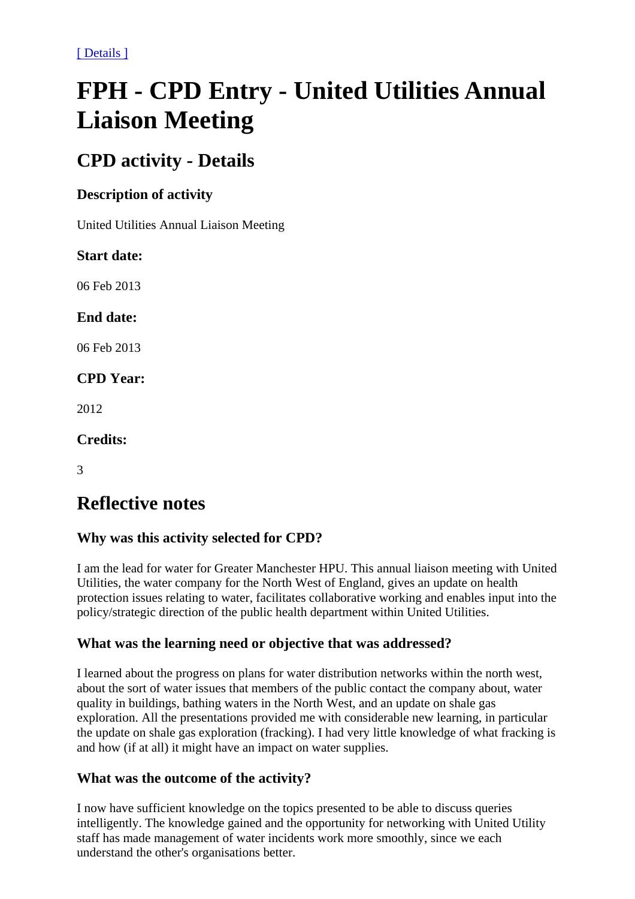[ Details ]

# FPH - CPD Entry - United Utilities Annual Liaison Meeting

## CPD activity - Details

### Description of activity

United Utilities Annual Liaison Meeting

### Start date:

06 Feb 2013

### End date:

06 Feb 2013

### CPD Year:

2012

### Credits:

3

## Reflective notes

### Why was this activity selected for CPD?

I am the lead for water for Greater Manchester HPU. This annual liaison meeting with United Utilities, the water company for the North West of England, gives an update on health protection issues relating to water, facilitates collaborative working and enables input into the policy/strategic direction of the public health department within United Utilities.

### What was the learning need or objective that was addressed?

I learned about the progress on plans for water distribution networks within the north west, about the sort of water issues that members of the public contact the company about, water quality in buildings, bathing waters in the North West, and an update on shale gas exploration. All the presentations provided me with considerable new learning, in particular the update on shale gas exploration (fracking). I had very little knowledge of what fracking is and how (if at all) it might have an impact on water supplies.

### What was the outcome of the activity?

I now have sufficient knowledge on the topics presented to be able to discuss queries intelligently. The knowledge gained and the opportunity for networking with United Utility staff has made management of water incidents work more smoothly, since we each understand the other's organisations better.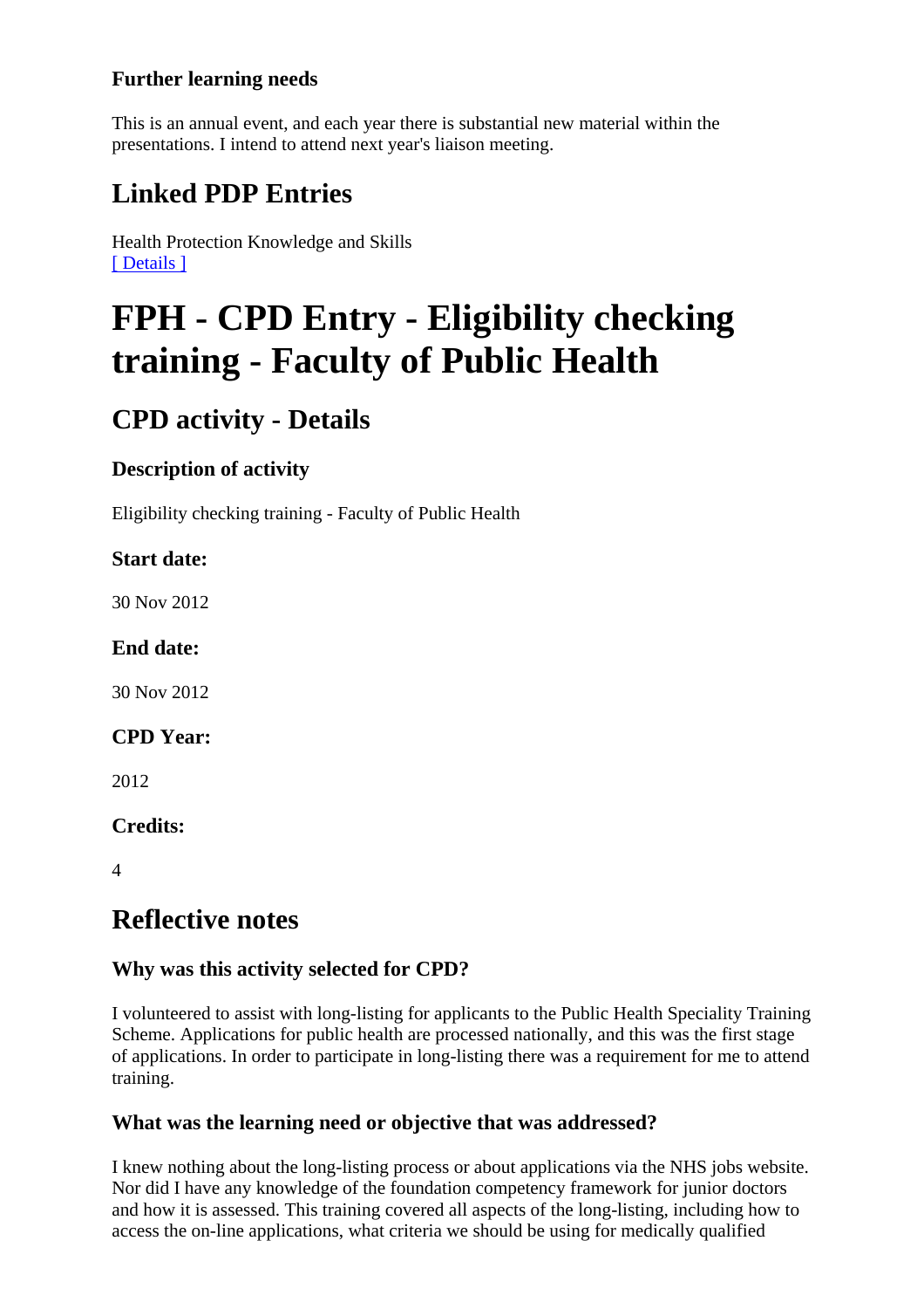### Further learning needs

This is an annual event, and each year there is substantial new material within the presentations. I intend to attend next year's liaison meeting.

## Linked PDP Entries

Health Protection Knowledge and Skills
[ Details ]

# FPH - CPD Entry - Eligibility checking training - Faculty of Public Health

## CPD activity - Details

### Description of activity

Eligibility checking training - Faculty of Public Health

### Start date:

30 Nov 2012

### End date:

30 Nov 2012

### CPD Year:

2012

### Credits:

4

## Reflective notes

### Why was this activity selected for CPD?

I volunteered to assist with long-listing for applicants to the Public Health Speciality Training Scheme. Applications for public health are processed nationally, and this was the first stage of applications. In order to participate in long-listing there was a requirement for me to attend training.

### What was the learning need or objective that was addressed?

I knew nothing about the long-listing process or about applications via the NHS jobs website. Nor did I have any knowledge of the foundation competency framework for junior doctors and how it is assessed. This training covered all aspects of the long-listing, including how to access the on-line applications, what criteria we should be using for medically qualified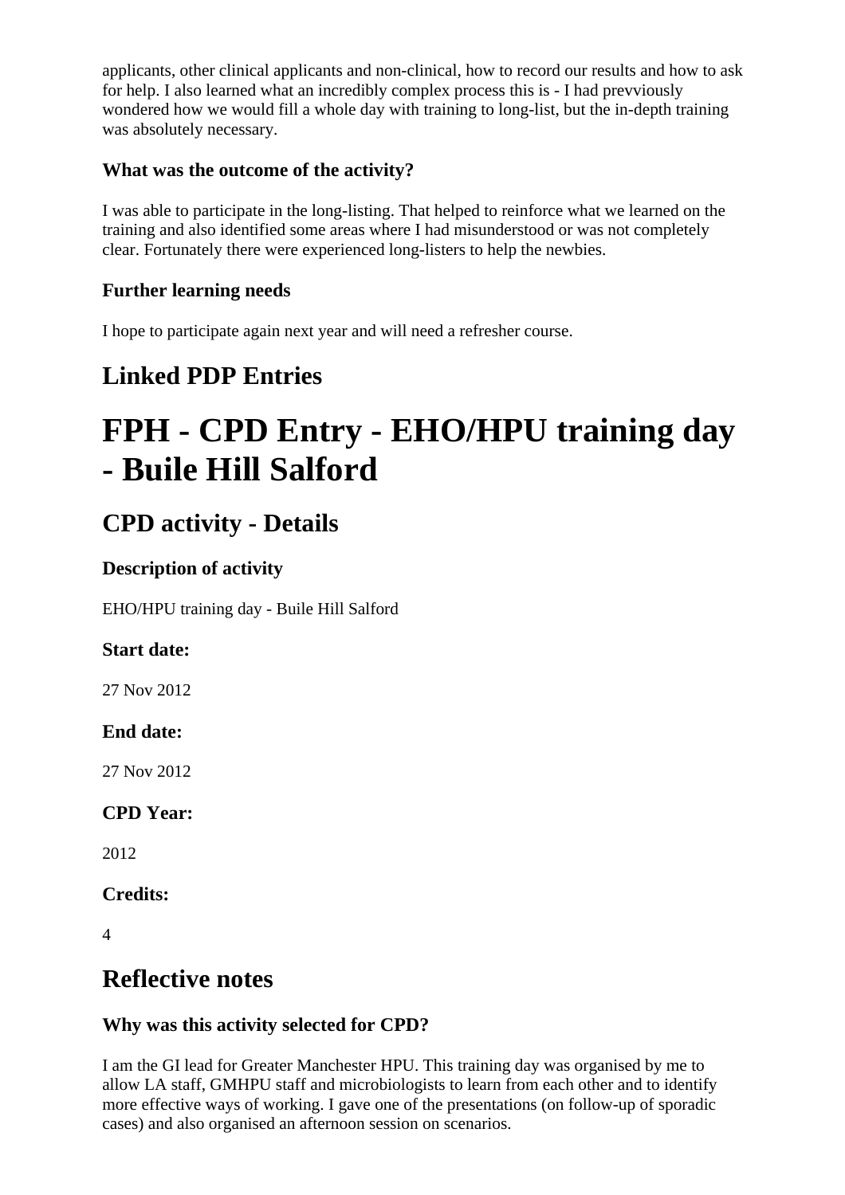applicants, other clinical applicants and non-clinical, how to record our results and how to ask for help. I also learned what an incredibly complex process this is - I had prevviously wondered how we would fill a whole day with training to long-list, but the in-depth training was absolutely necessary.

### What was the outcome of the activity?

I was able to participate in the long-listing. That helped to reinforce what we learned on the training and also identified some areas where I had misunderstood or was not completely clear. Fortunately there were experienced long-listers to help the newbies.

### Further learning needs

I hope to participate again next year and will need a refresher course.

## Linked PDP Entries

# FPH - CPD Entry - EHO/HPU training day - Buile Hill Salford

## CPD activity - Details

### Description of activity

EHO/HPU training day - Buile Hill Salford

### Start date:

27 Nov 2012

### End date:

27 Nov 2012

### CPD Year:

2012

### Credits:

4

## Reflective notes

### Why was this activity selected for CPD?

I am the GI lead for Greater Manchester HPU. This training day was organised by me to allow LA staff, GMHPU staff and microbiologists to learn from each other and to identify more effective ways of working. I gave one of the presentations (on follow-up of sporadic cases) and also organised an afternoon session on scenarios.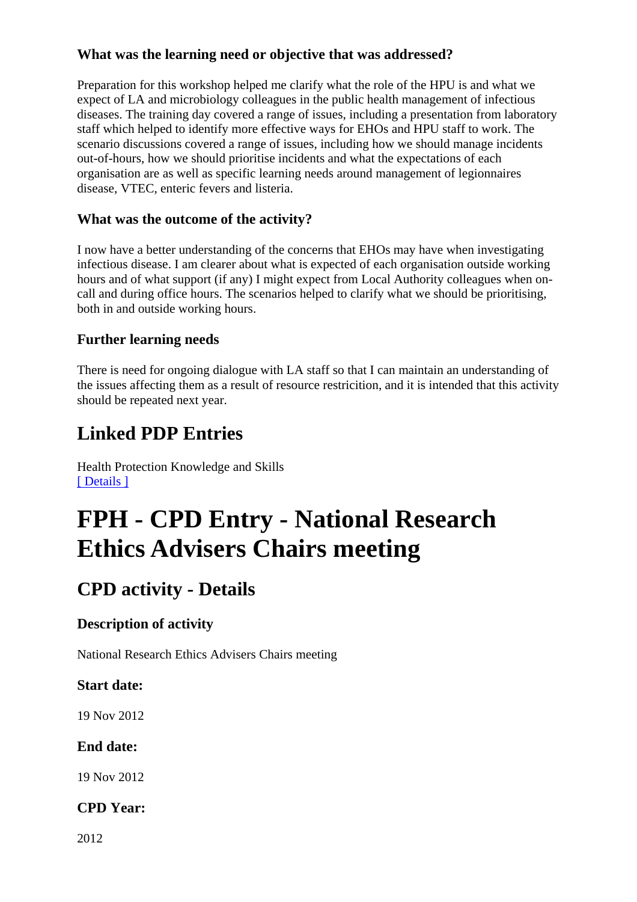### What was the learning need or objective that was addressed?

Preparation for this workshop helped me clarify what the role of the HPU is and what we expect of LA and microbiology colleagues in the public health management of infectious diseases. The training day covered a range of issues, including a presentation from laboratory staff which helped to identify more effective ways for EHOs and HPU staff to work. The scenario discussions covered a range of issues, including how we should manage incidents out-of-hours, how we should prioritise incidents and what the expectations of each organisation are as well as specific learning needs around management of legionnaires disease, VTEC, enteric fevers and listeria.

### What was the outcome of the activity?

I now have a better understanding of the concerns that EHOs may have when investigating infectious disease. I am clearer about what is expected of each organisation outside working hours and of what support (if any) I might expect from Local Authority colleagues when on-call and during office hours. The scenarios helped to clarify what we should be prioritising, both in and outside working hours.

### Further learning needs

There is need for ongoing dialogue with LA staff so that I can maintain an understanding of the issues affecting them as a result of resource restricition, and it is intended that this activity should be repeated next year.

## Linked PDP Entries

Health Protection Knowledge and Skills
[ Details ]

# FPH - CPD Entry - National Research Ethics Advisers Chairs meeting

## CPD activity - Details

### Description of activity

National Research Ethics Advisers Chairs meeting

### Start date:

19 Nov 2012

### End date:

19 Nov 2012

### CPD Year:

2012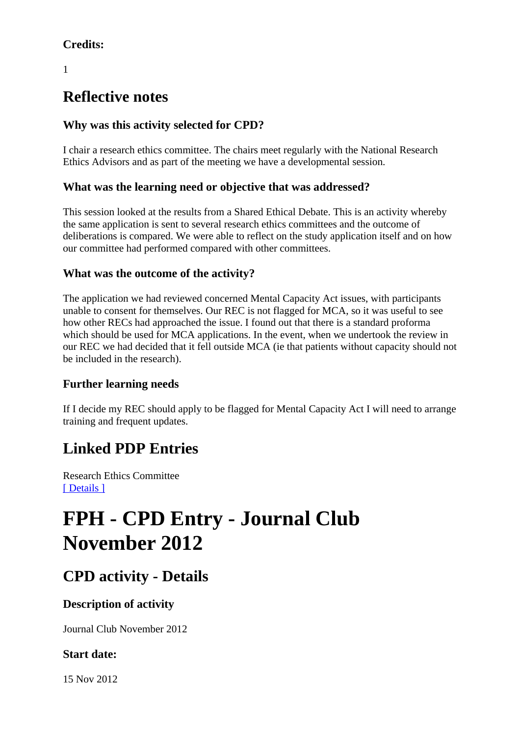### Credits:

1

## Reflective notes

### Why was this activity selected for CPD?

I chair a research ethics committee. The chairs meet regularly with the National Research Ethics Advisors and as part of the meeting we have a developmental session.

### What was the learning need or objective that was addressed?

This session looked at the results from a Shared Ethical Debate. This is an activity whereby the same application is sent to several research ethics committees and the outcome of deliberations is compared. We were able to reflect on the study application itself and on how our committee had performed compared with other committees.

### What was the outcome of the activity?

The application we had reviewed concerned Mental Capacity Act issues, with participants unable to consent for themselves. Our REC is not flagged for MCA, so it was useful to see how other RECs had approached the issue. I found out that there is a standard proforma which should be used for MCA applications. In the event, when we undertook the review in our REC we had decided that it fell outside MCA (ie that patients without capacity should not be included in the research).

### Further learning needs

If I decide my REC should apply to be flagged for Mental Capacity Act I will need to arrange training and frequent updates.

## Linked PDP Entries

Research Ethics Committee
[ Details ]

# FPH - CPD Entry - Journal Club November 2012

## CPD activity - Details

### Description of activity

Journal Club November 2012

### Start date:

15 Nov 2012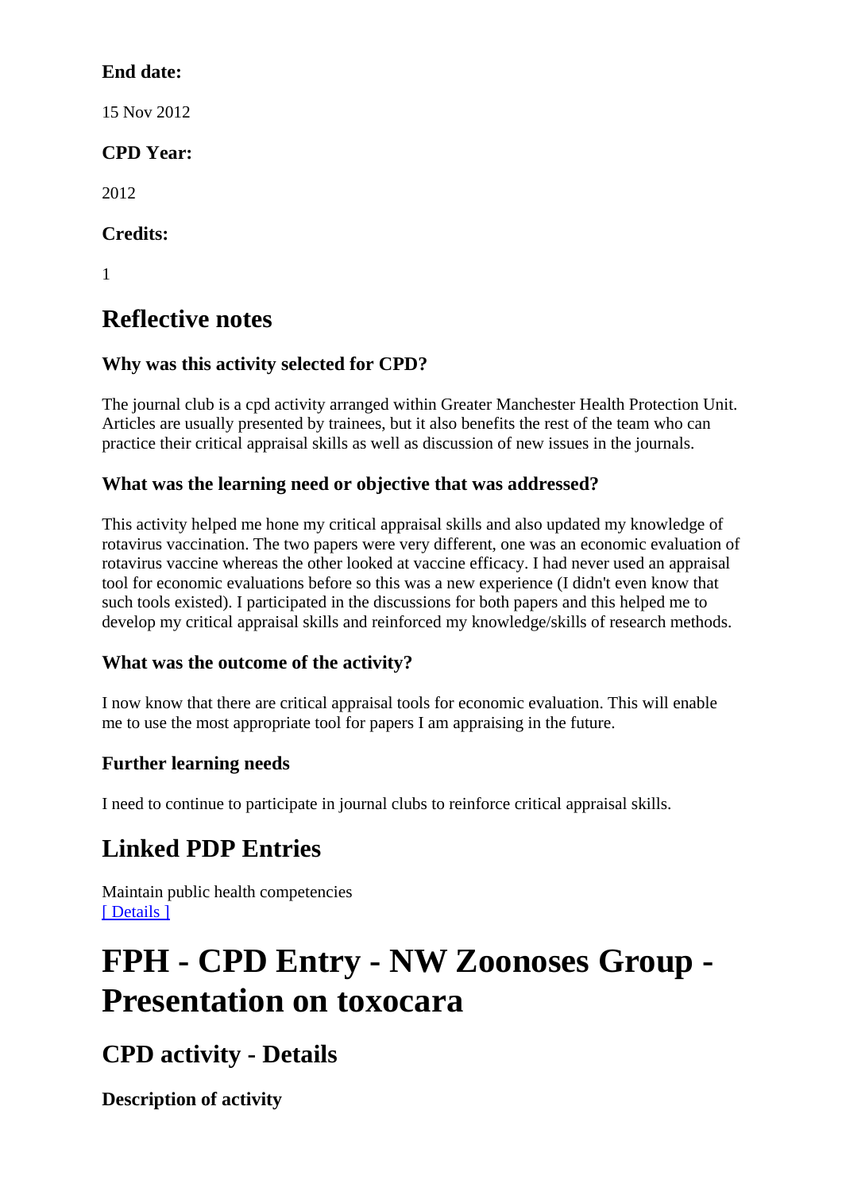**End date:**

15 Nov 2012

**CPD Year:**

2012

**Credits:**

1

## Reflective notes

### Why was this activity selected for CPD?

The journal club is a cpd activity arranged within Greater Manchester Health Protection Unit. Articles are usually presented by trainees, but it also benefits the rest of the team who can practice their critical appraisal skills as well as discussion of new issues in the journals.

### What was the learning need or objective that was addressed?

This activity helped me hone my critical appraisal skills and also updated my knowledge of rotavirus vaccination. The two papers were very different, one was an economic evaluation of rotavirus vaccine whereas the other looked at vaccine efficacy. I had never used an appraisal tool for economic evaluations before so this was a new experience (I didn't even know that such tools existed). I participated in the discussions for both papers and this helped me to develop my critical appraisal skills and reinforced my knowledge/skills of research methods.

### What was the outcome of the activity?

I now know that there are critical appraisal tools for economic evaluation. This will enable me to use the most appropriate tool for papers I am appraising in the future.

### Further learning needs

I need to continue to participate in journal clubs to reinforce critical appraisal skills.

## Linked PDP Entries

Maintain public health competencies
[ Details ]

# FPH - CPD Entry - NW Zoonoses Group - Presentation on toxocara

## CPD activity - Details

### Description of activity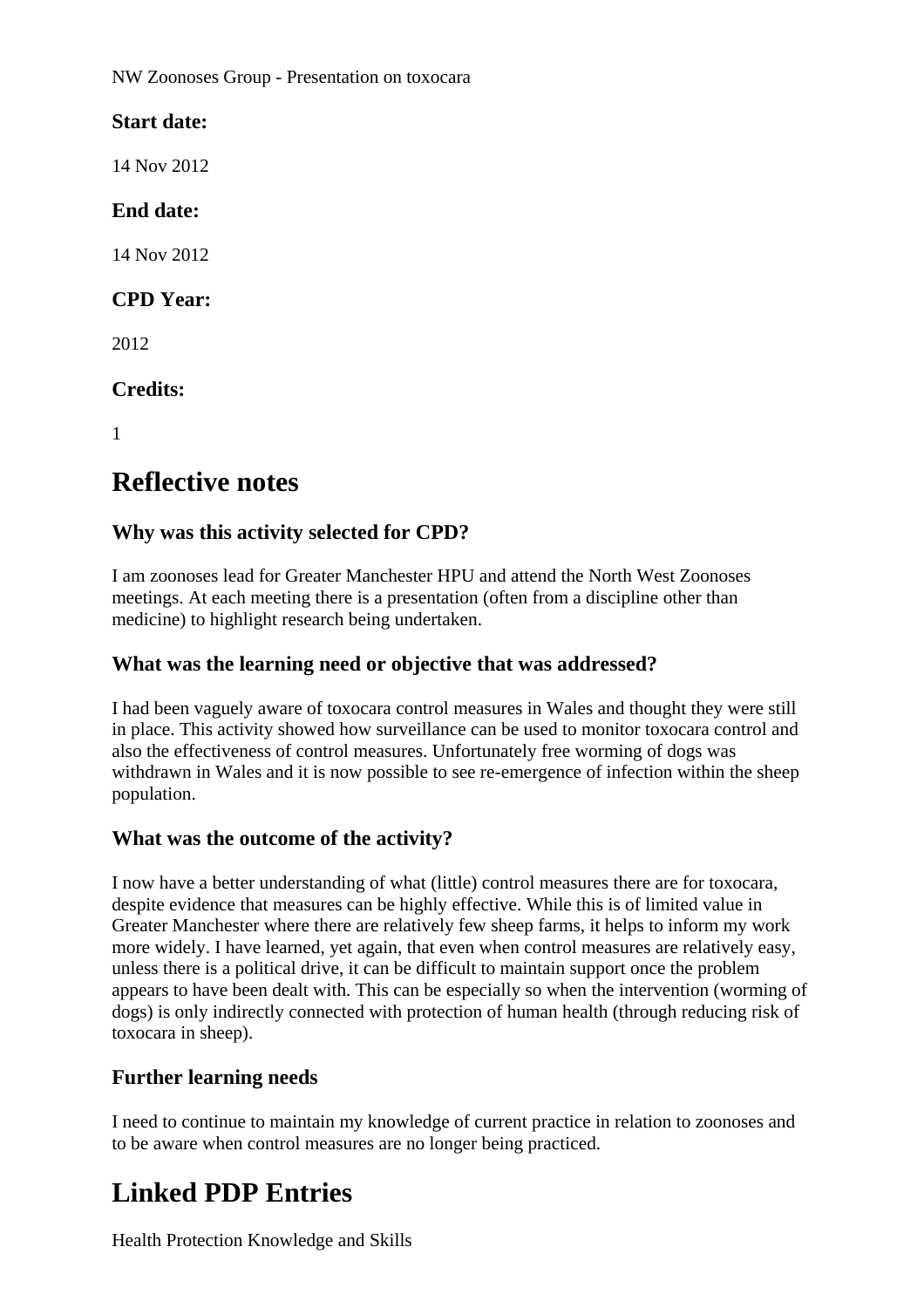NW Zoonoses Group - Presentation on toxocara

### Start date:

14 Nov 2012

### End date:

14 Nov 2012

### CPD Year:

2012

### Credits:

1

# Reflective notes

### Why was this activity selected for CPD?

I am zoonoses lead for Greater Manchester HPU and attend the North West Zoonoses meetings. At each meeting there is a presentation (often from a discipline other than medicine) to highlight research being undertaken.

### What was the learning need or objective that was addressed?

I had been vaguely aware of toxocara control measures in Wales and thought they were still in place. This activity showed how surveillance can be used to monitor toxocara control and also the effectiveness of control measures. Unfortunately free worming of dogs was withdrawn in Wales and it is now possible to see re-emergence of infection within the sheep population.

### What was the outcome of the activity?

I now have a better understanding of what (little) control measures there are for toxocara, despite evidence that measures can be highly effective. While this is of limited value in Greater Manchester where there are relatively few sheep farms, it helps to inform my work more widely. I have learned, yet again, that even when control measures are relatively easy, unless there is a political drive, it can be difficult to maintain support once the problem appears to have been dealt with. This can be especially so when the intervention (worming of dogs) is only indirectly connected with protection of human health (through reducing risk of toxocara in sheep).

### Further learning needs

I need to continue to maintain my knowledge of current practice in relation to zoonoses and to be aware when control measures are no longer being practiced.

# Linked PDP Entries

Health Protection Knowledge and Skills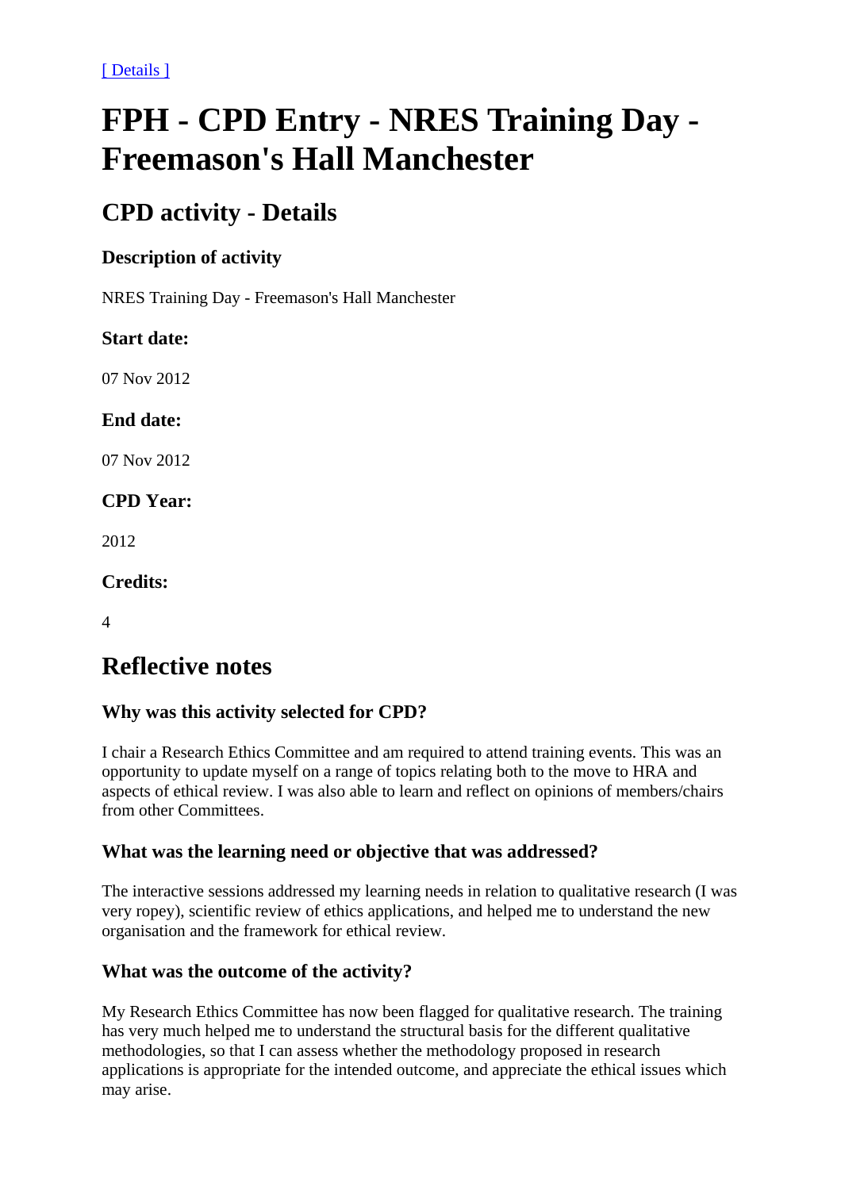[ Details ]

# FPH - CPD Entry - NRES Training Day - Freemason's Hall Manchester

## CPD activity - Details

### Description of activity

NRES Training Day - Freemason's Hall Manchester

### Start date:

07 Nov 2012

### End date:

07 Nov 2012

### CPD Year:

2012

### Credits:

4

## Reflective notes

### Why was this activity selected for CPD?

I chair a Research Ethics Committee and am required to attend training events. This was an opportunity to update myself on a range of topics relating both to the move to HRA and aspects of ethical review. I was also able to learn and reflect on opinions of members/chairs from other Committees.

### What was the learning need or objective that was addressed?

The interactive sessions addressed my learning needs in relation to qualitative research (I was very ropey), scientific review of ethics applications, and helped me to understand the new organisation and the framework for ethical review.

### What was the outcome of the activity?

My Research Ethics Committee has now been flagged for qualitative research. The training has very much helped me to understand the structural basis for the different qualitative methodologies, so that I can assess whether the methodology proposed in research applications is appropriate for the intended outcome, and appreciate the ethical issues which may arise.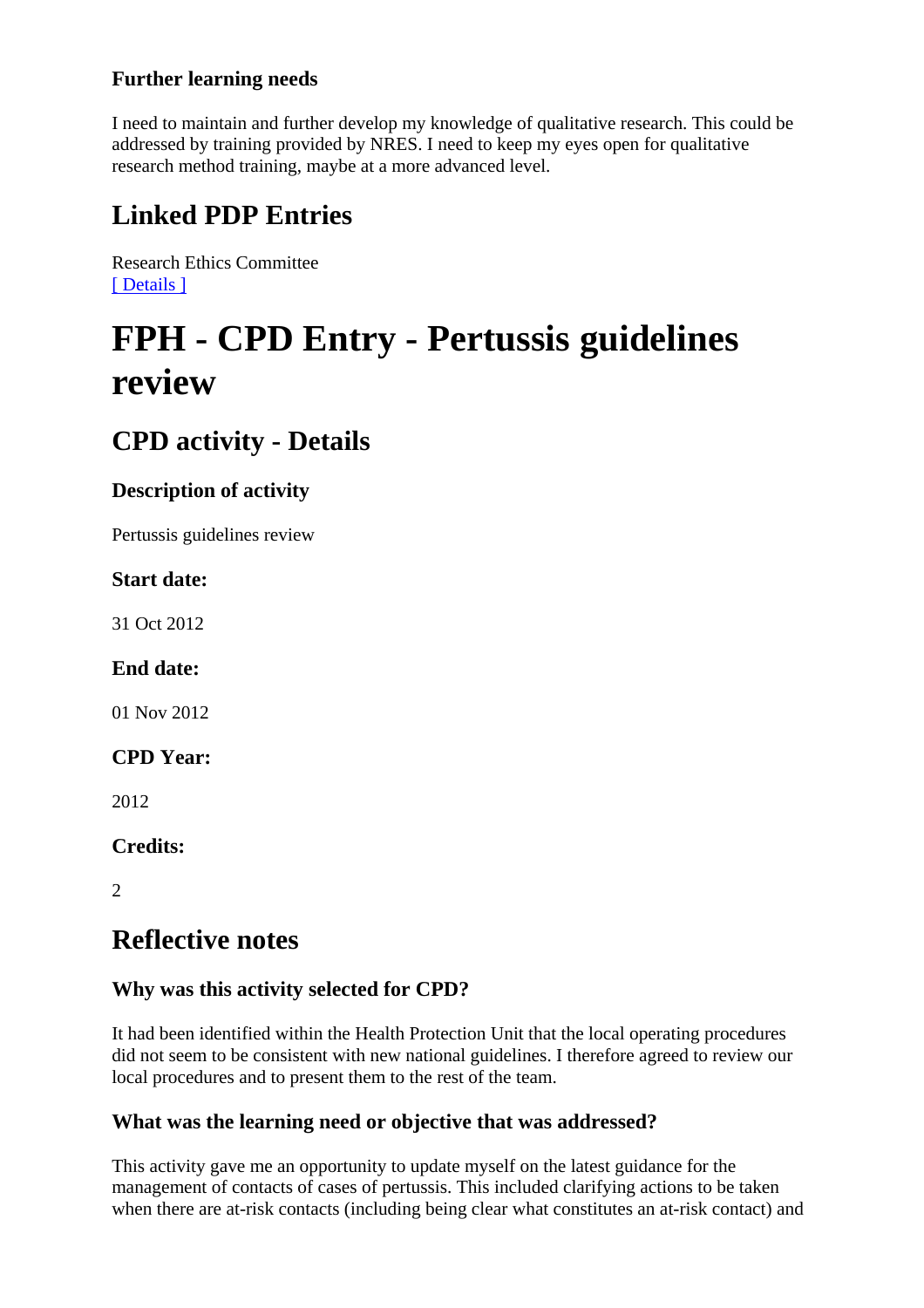### Further learning needs

I need to maintain and further develop my knowledge of qualitative research. This could be addressed by training provided by NRES. I need to keep my eyes open for qualitative research method training, maybe at a more advanced level.

## Linked PDP Entries

Research Ethics Committee
[ Details ]

# FPH - CPD Entry - Pertussis guidelines review

## CPD activity - Details

### Description of activity

Pertussis guidelines review

### Start date:

31 Oct 2012

### End date:

01 Nov 2012

### CPD Year:

2012

### Credits:

2

## Reflective notes

### Why was this activity selected for CPD?

It had been identified within the Health Protection Unit that the local operating procedures did not seem to be consistent with new national guidelines. I therefore agreed to review our local procedures and to present them to the rest of the team.

### What was the learning need or objective that was addressed?

This activity gave me an opportunity to update myself on the latest guidance for the management of contacts of cases of pertussis. This included clarifying actions to be taken when there are at-risk contacts (including being clear what constitutes an at-risk contact) and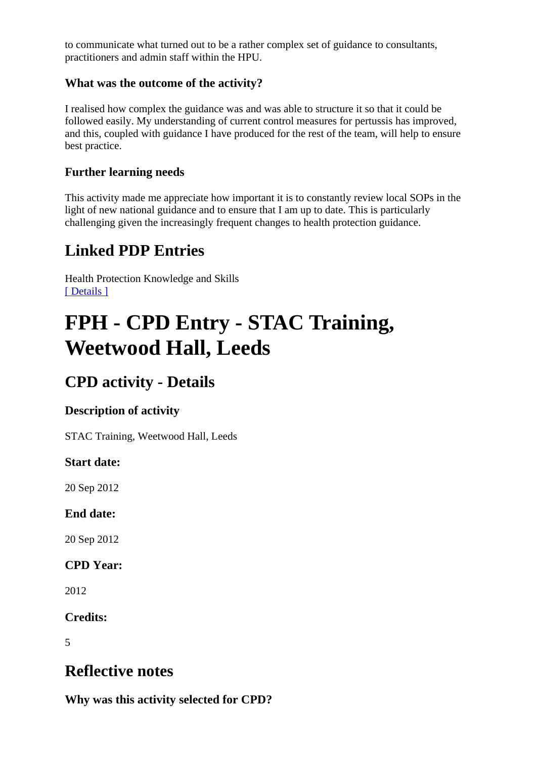to communicate what turned out to be a rather complex set of guidance to consultants, practitioners and admin staff within the HPU.

### What was the outcome of the activity?

I realised how complex the guidance was and was able to structure it so that it could be followed easily. My understanding of current control measures for pertussis has improved, and this, coupled with guidance I have produced for the rest of the team, will help to ensure best practice.

### Further learning needs

This activity made me appreciate how important it is to constantly review local SOPs in the light of new national guidance and to ensure that I am up to date. This is particularly challenging given the increasingly frequent changes to health protection guidance.

## Linked PDP Entries

Health Protection Knowledge and Skills
[ Details ]

# FPH - CPD Entry - STAC Training, Weetwood Hall, Leeds

## CPD activity - Details

### Description of activity

STAC Training, Weetwood Hall, Leeds

### Start date:

20 Sep 2012

### End date:

20 Sep 2012

### CPD Year:

2012

### Credits:

5

## Reflective notes

### Why was this activity selected for CPD?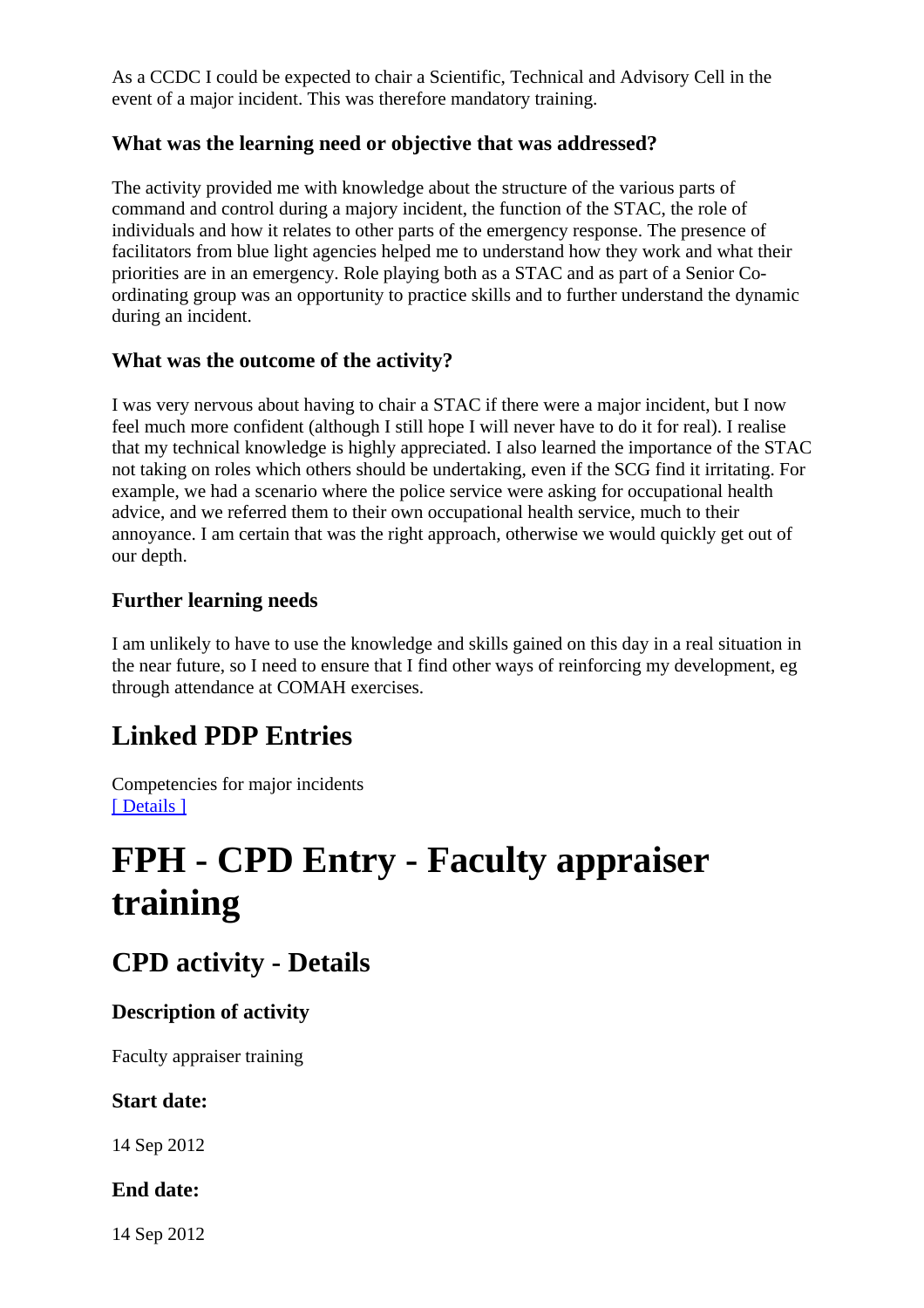As a CCDC I could be expected to chair a Scientific, Technical and Advisory Cell in the event of a major incident. This was therefore mandatory training.

### What was the learning need or objective that was addressed?

The activity provided me with knowledge about the structure of the various parts of command and control during a majory incident, the function of the STAC, the role of individuals and how it relates to other parts of the emergency response. The presence of facilitators from blue light agencies helped me to understand how they work and what their priorities are in an emergency. Role playing both as a STAC and as part of a Senior Co-ordinating group was an opportunity to practice skills and to further understand the dynamic during an incident.

### What was the outcome of the activity?

I was very nervous about having to chair a STAC if there were a major incident, but I now feel much more confident (although I still hope I will never have to do it for real). I realise that my technical knowledge is highly appreciated. I also learned the importance of the STAC not taking on roles which others should be undertaking, even if the SCG find it irritating. For example, we had a scenario where the police service were asking for occupational health advice, and we referred them to their own occupational health service, much to their annoyance. I am certain that was the right approach, otherwise we would quickly get out of our depth.

### Further learning needs

I am unlikely to have to use the knowledge and skills gained on this day in a real situation in the near future, so I need to ensure that I find other ways of reinforcing my development, eg through attendance at COMAH exercises.

## Linked PDP Entries

Competencies for major incidents
[ Details ]

# FPH - CPD Entry - Faculty appraiser training

## CPD activity - Details

### Description of activity

Faculty appraiser training

### Start date:

14 Sep 2012

### End date:

14 Sep 2012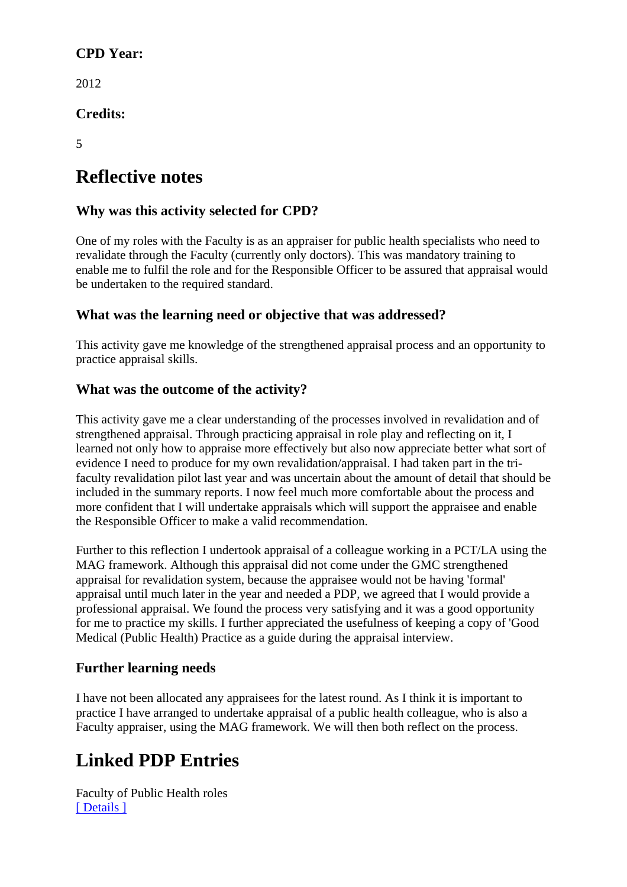**CPD Year:**

2012

**Credits:**

5

# Reflective notes

### Why was this activity selected for CPD?

One of my roles with the Faculty is as an appraiser for public health specialists who need to revalidate through the Faculty (currently only doctors). This was mandatory training to enable me to fulfil the role and for the Responsible Officer to be assured that appraisal would be undertaken to the required standard.

### What was the learning need or objective that was addressed?

This activity gave me knowledge of the strengthened appraisal process and an opportunity to practice appraisal skills.

### What was the outcome of the activity?

This activity gave me a clear understanding of the processes involved in revalidation and of strengthened appraisal. Through practicing appraisal in role play and reflecting on it, I learned not only how to appraise more effectively but also now appreciate better what sort of evidence I need to produce for my own revalidation/appraisal. I had taken part in the tri-faculty revalidation pilot last year and was uncertain about the amount of detail that should be included in the summary reports. I now feel much more comfortable about the process and more confident that I will undertake appraisals which will support the appraisee and enable the Responsible Officer to make a valid recommendation.

Further to this reflection I undertook appraisal of a colleague working in a PCT/LA using the MAG framework. Although this appraisal did not come under the GMC strengthened appraisal for revalidation system, because the appraisee would not be having 'formal' appraisal until much later in the year and needed a PDP, we agreed that I would provide a professional appraisal. We found the process very satisfying and it was a good opportunity for me to practice my skills. I further appreciated the usefulness of keeping a copy of 'Good Medical (Public Health) Practice as a guide during the appraisal interview.

### Further learning needs

I have not been allocated any appraisees for the latest round. As I think it is important to practice I have arranged to undertake appraisal of a public health colleague, who is also a Faculty appraiser, using the MAG framework. We will then both reflect on the process.

# Linked PDP Entries

Faculty of Public Health roles
[ Details ]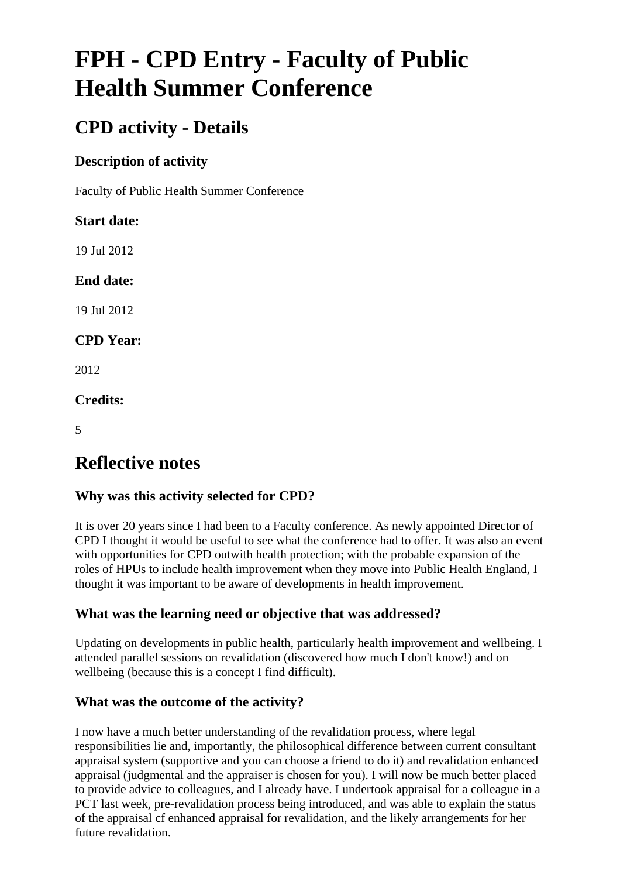# FPH - CPD Entry - Faculty of Public Health Summer Conference

## CPD activity - Details

### Description of activity

Faculty of Public Health Summer Conference

### Start date:

19 Jul 2012

### End date:

19 Jul 2012

### CPD Year:

2012

### Credits:

5

## Reflective notes

### Why was this activity selected for CPD?

It is over 20 years since I had been to a Faculty conference. As newly appointed Director of CPD I thought it would be useful to see what the conference had to offer. It was also an event with opportunities for CPD outwith health protection; with the probable expansion of the roles of HPUs to include health improvement when they move into Public Health England, I thought it was important to be aware of developments in health improvement.

### What was the learning need or objective that was addressed?

Updating on developments in public health, particularly health improvement and wellbeing. I attended parallel sessions on revalidation (discovered how much I don't know!) and on wellbeing (because this is a concept I find difficult).

### What was the outcome of the activity?

I now have a much better understanding of the revalidation process, where legal responsibilities lie and, importantly, the philosophical difference between current consultant appraisal system (supportive and you can choose a friend to do it) and revalidation enhanced appraisal (judgmental and the appraiser is chosen for you). I will now be much better placed to provide advice to colleagues, and I already have. I undertook appraisal for a colleague in a PCT last week, pre-revalidation process being introduced, and was able to explain the status of the appraisal cf enhanced appraisal for revalidation, and the likely arrangements for her future revalidation.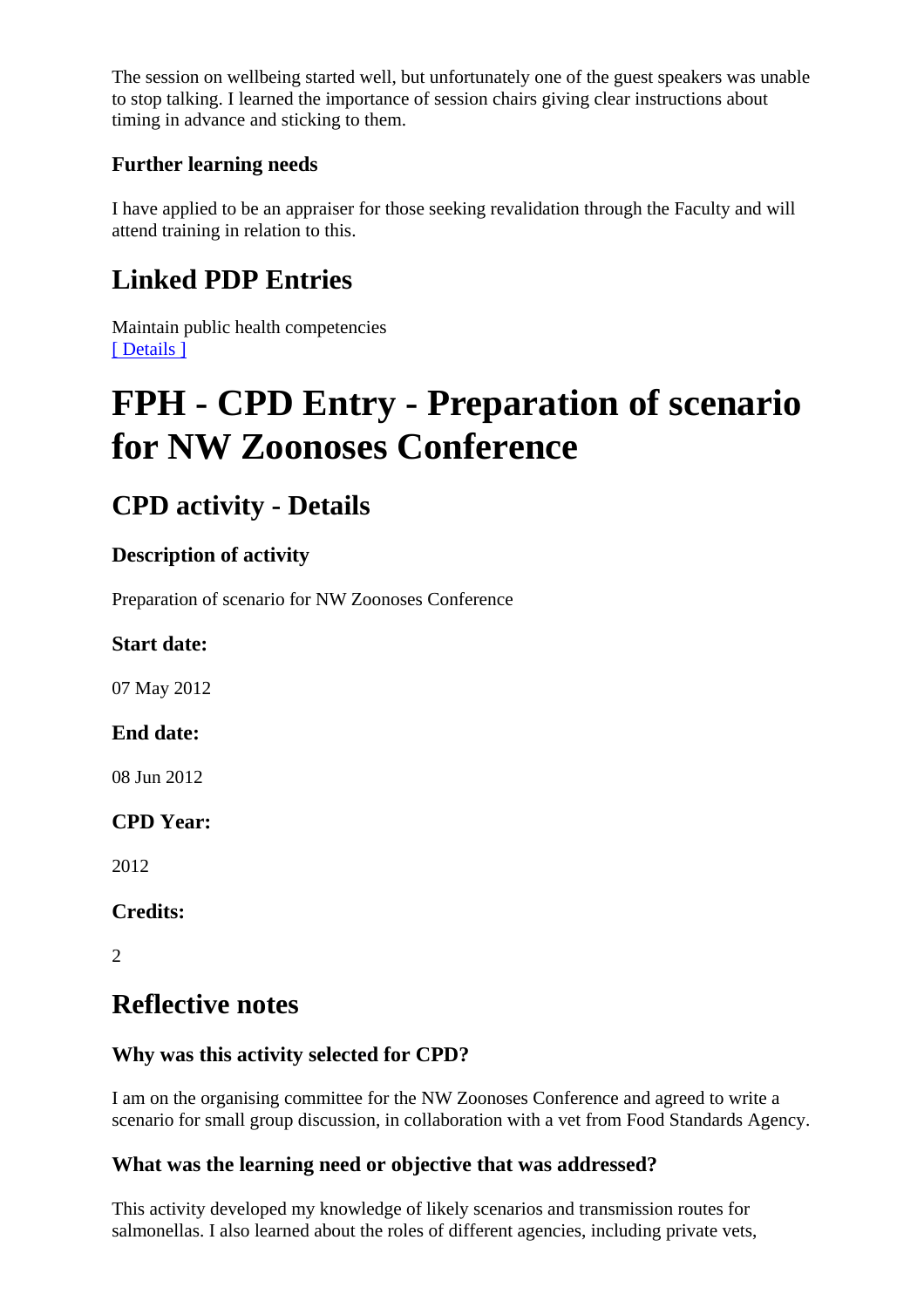The session on wellbeing started well, but unfortunately one of the guest speakers was unable to stop talking. I learned the importance of session chairs giving clear instructions about timing in advance and sticking to them.

### Further learning needs

I have applied to be an appraiser for those seeking revalidation through the Faculty and will attend training in relation to this.

## Linked PDP Entries

Maintain public health competencies
[ Details ]

# FPH - CPD Entry - Preparation of scenario for NW Zoonoses Conference

## CPD activity - Details

### Description of activity

Preparation of scenario for NW Zoonoses Conference

### Start date:

07 May 2012

### End date:

08 Jun 2012

### CPD Year:

2012

### Credits:

2

## Reflective notes

### Why was this activity selected for CPD?

I am on the organising committee for the NW Zoonoses Conference and agreed to write a scenario for small group discussion, in collaboration with a vet from Food Standards Agency.

### What was the learning need or objective that was addressed?

This activity developed my knowledge of likely scenarios and transmission routes for salmonellas. I also learned about the roles of different agencies, including private vets,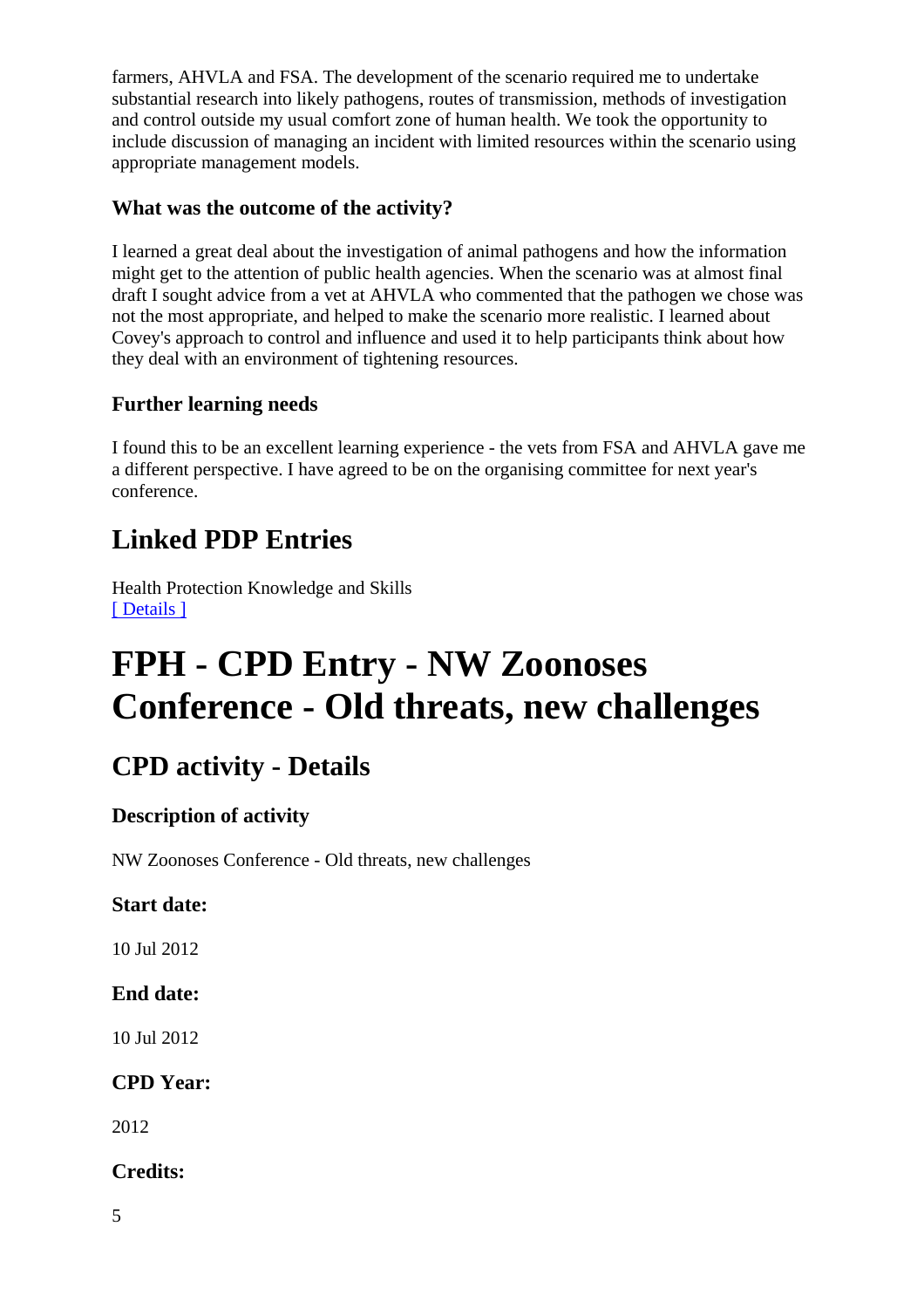farmers, AHVLA and FSA. The development of the scenario required me to undertake substantial research into likely pathogens, routes of transmission, methods of investigation and control outside my usual comfort zone of human health. We took the opportunity to include discussion of managing an incident with limited resources within the scenario using appropriate management models.

### What was the outcome of the activity?

I learned a great deal about the investigation of animal pathogens and how the information might get to the attention of public health agencies. When the scenario was at almost final draft I sought advice from a vet at AHVLA who commented that the pathogen we chose was not the most appropriate, and helped to make the scenario more realistic. I learned about Covey's approach to control and influence and used it to help participants think about how they deal with an environment of tightening resources.

### Further learning needs

I found this to be an excellent learning experience - the vets from FSA and AHVLA gave me a different perspective. I have agreed to be on the organising committee for next year's conference.

## Linked PDP Entries

Health Protection Knowledge and Skills
[ Details ]

# FPH - CPD Entry - NW Zoonoses Conference - Old threats, new challenges

## CPD activity - Details

### Description of activity

NW Zoonoses Conference - Old threats, new challenges

### Start date:

10 Jul 2012

### End date:

10 Jul 2012

### CPD Year:

2012

### Credits:

5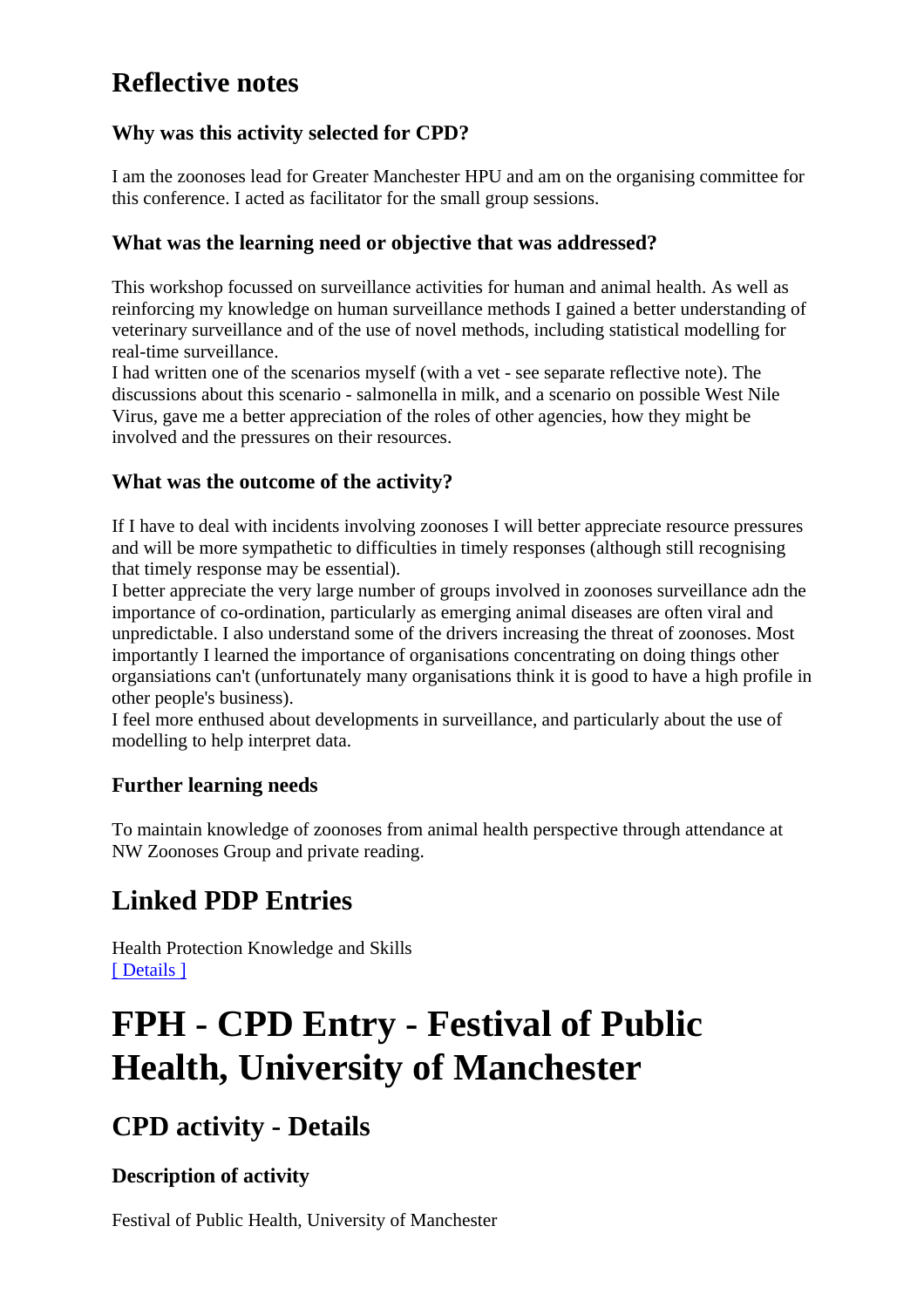# Reflective notes

### Why was this activity selected for CPD?

I am the zoonoses lead for Greater Manchester HPU and am on the organising committee for this conference. I acted as facilitator for the small group sessions.

### What was the learning need or objective that was addressed?

This workshop focussed on surveillance activities for human and animal health. As well as reinforcing my knowledge on human surveillance methods I gained a better understanding of veterinary surveillance and of the use of novel methods, including statistical modelling for real-time surveillance.
I had written one of the scenarios myself (with a vet - see separate reflective note). The discussions about this scenario - salmonella in milk, and a scenario on possible West Nile Virus, gave me a better appreciation of the roles of other agencies, how they might be involved and the pressures on their resources.

### What was the outcome of the activity?

If I have to deal with incidents involving zoonoses I will better appreciate resource pressures and will be more sympathetic to difficulties in timely responses (although still recognising that timely response may be essential).
I better appreciate the very large number of groups involved in zoonoses surveillance adn the importance of co-ordination, particularly as emerging animal diseases are often viral and unpredictable. I also understand some of the drivers increasing the threat of zoonoses. Most importantly I learned the importance of organisations concentrating on doing things other organsiations can't (unfortunately many organisations think it is good to have a high profile in other people's business).
I feel more enthused about developments in surveillance, and particularly about the use of modelling to help interpret data.

### Further learning needs

To maintain knowledge of zoonoses from animal health perspective through attendance at NW Zoonoses Group and private reading.

# Linked PDP Entries

Health Protection Knowledge and Skills
[ Details ]

# FPH - CPD Entry - Festival of Public Health, University of Manchester

## CPD activity - Details

### Description of activity

Festival of Public Health, University of Manchester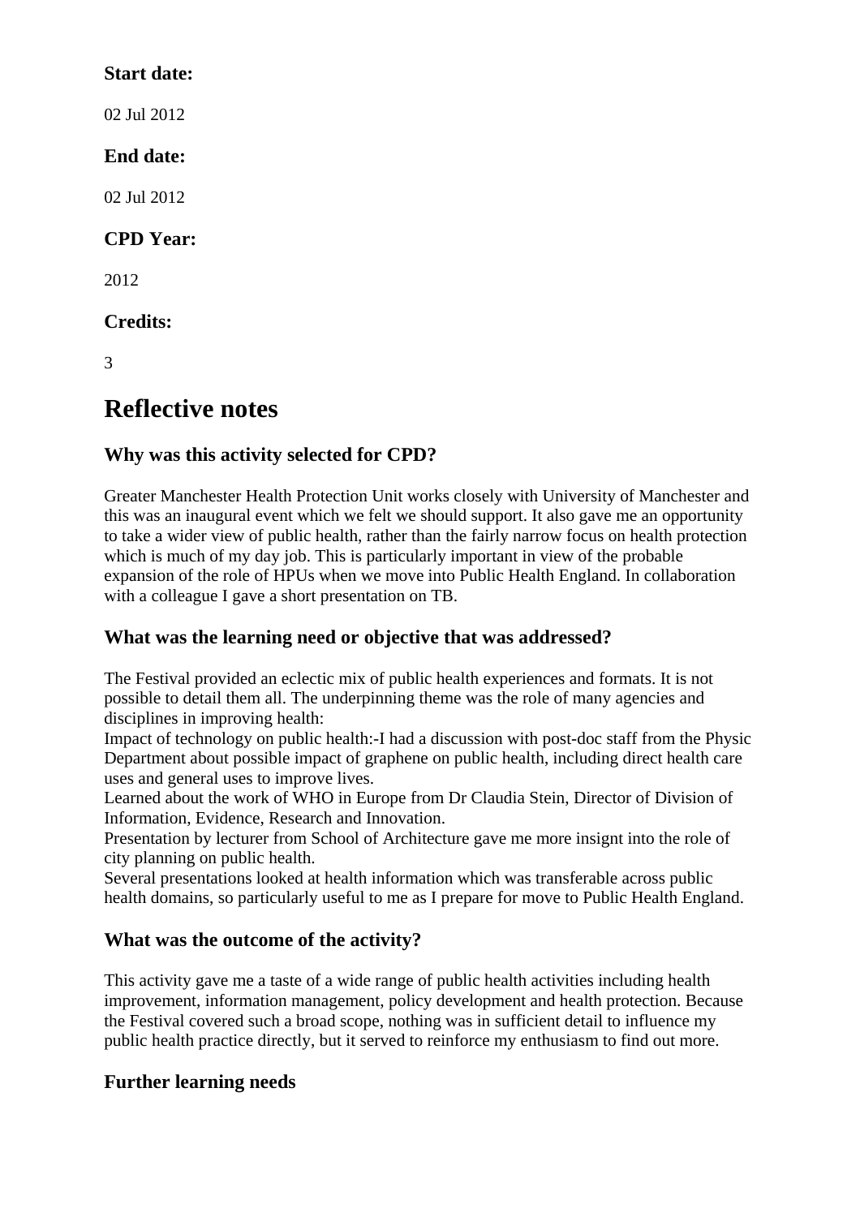### Start date:

02 Jul 2012

### End date:

02 Jul 2012

### CPD Year:

2012

### Credits:

3

## Reflective notes

### Why was this activity selected for CPD?

Greater Manchester Health Protection Unit works closely with University of Manchester and this was an inaugural event which we felt we should support. It also gave me an opportunity to take a wider view of public health, rather than the fairly narrow focus on health protection which is much of my day job. This is particularly important in view of the probable expansion of the role of HPUs when we move into Public Health England. In collaboration with a colleague I gave a short presentation on TB.

### What was the learning need or objective that was addressed?

The Festival provided an eclectic mix of public health experiences and formats. It is not possible to detail them all. The underpinning theme was the role of many agencies and disciplines in improving health:
Impact of technology on public health:-I had a discussion with post-doc staff from the Physic Department about possible impact of graphene on public health, including direct health care uses and general uses to improve lives.
Learned about the work of WHO in Europe from Dr Claudia Stein, Director of Division of Information, Evidence, Research and Innovation.
Presentation by lecturer from School of Architecture gave me more insignt into the role of city planning on public health.
Several presentations looked at health information which was transferable across public health domains, so particularly useful to me as I prepare for move to Public Health England.

### What was the outcome of the activity?

This activity gave me a taste of a wide range of public health activities including health improvement, information management, policy development and health protection. Because the Festival covered such a broad scope, nothing was in sufficient detail to influence my public health practice directly, but it served to reinforce my enthusiasm to find out more.

### Further learning needs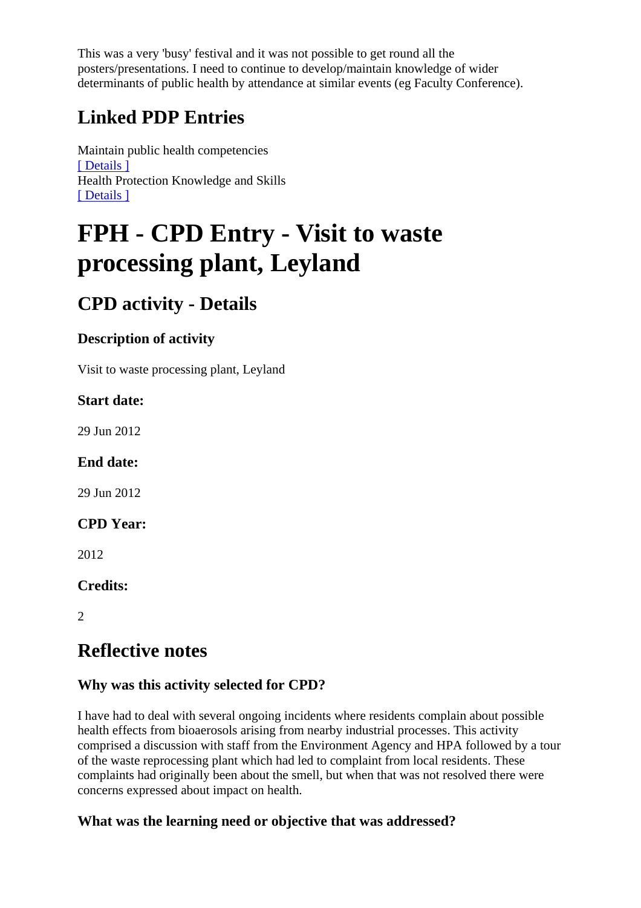This was a very 'busy' festival and it was not possible to get round all the posters/presentations. I need to continue to develop/maintain knowledge of wider determinants of public health by attendance at similar events (eg Faculty Conference).

## Linked PDP Entries

Maintain public health competencies
[ Details ]
Health Protection Knowledge and Skills
[ Details ]

# FPH - CPD Entry - Visit to waste processing plant, Leyland

## CPD activity - Details

### Description of activity

Visit to waste processing plant, Leyland

### Start date:

29 Jun 2012

### End date:

29 Jun 2012

### CPD Year:

2012

### Credits:

2

## Reflective notes

### Why was this activity selected for CPD?

I have had to deal with several ongoing incidents where residents complain about possible health effects from bioaerosols arising from nearby industrial processes. This activity comprised a discussion with staff from the Environment Agency and HPA followed by a tour of the waste reprocessing plant which had led to complaint from local residents. These complaints had originally been about the smell, but when that was not resolved there were concerns expressed about impact on health.

### What was the learning need or objective that was addressed?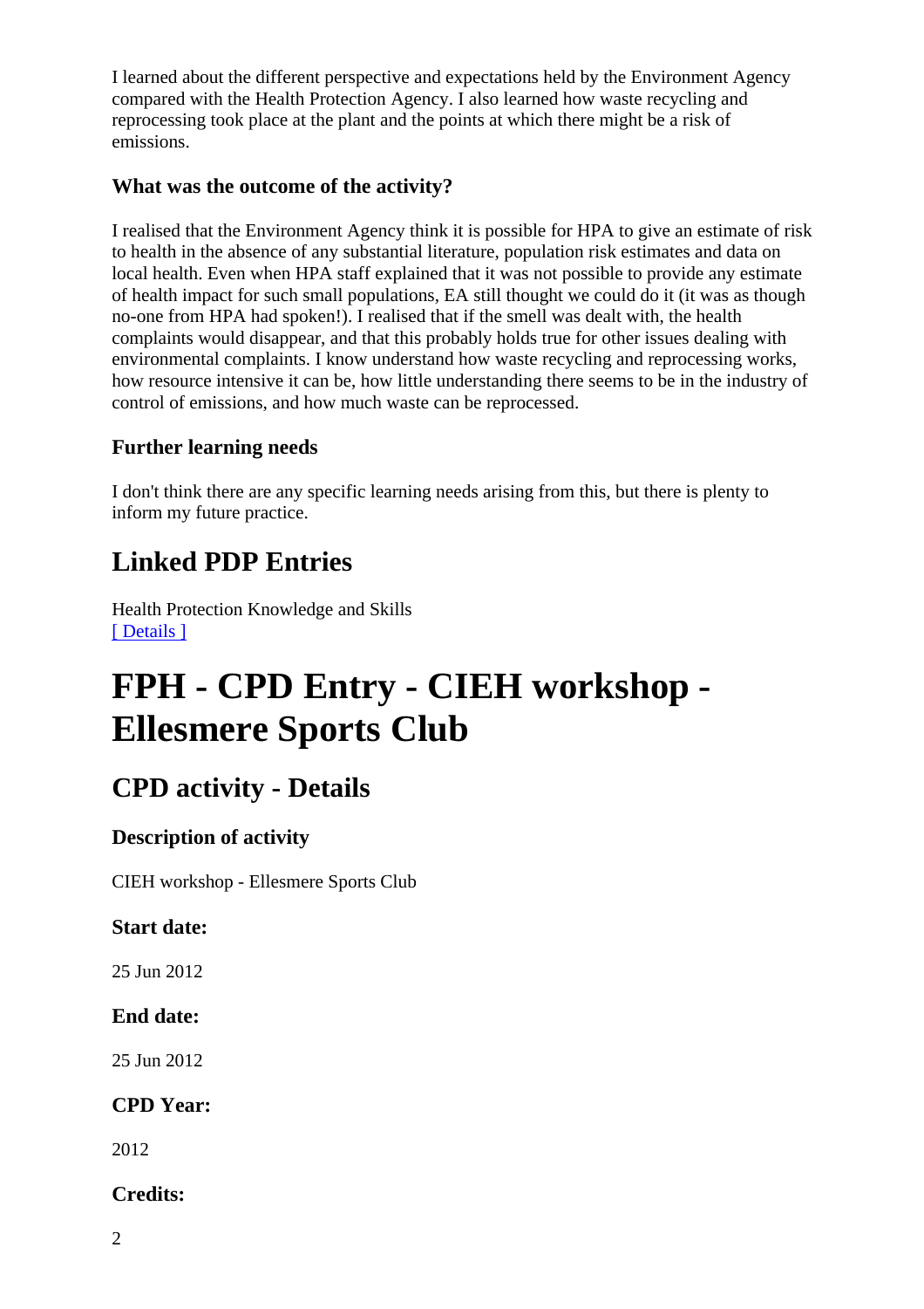I learned about the different perspective and expectations held by the Environment Agency compared with the Health Protection Agency. I also learned how waste recycling and reprocessing took place at the plant and the points at which there might be a risk of emissions.

### What was the outcome of the activity?

I realised that the Environment Agency think it is possible for HPA to give an estimate of risk to health in the absence of any substantial literature, population risk estimates and data on local health. Even when HPA staff explained that it was not possible to provide any estimate of health impact for such small populations, EA still thought we could do it (it was as though no-one from HPA had spoken!). I realised that if the smell was dealt with, the health complaints would disappear, and that this probably holds true for other issues dealing with environmental complaints. I know understand how waste recycling and reprocessing works, how resource intensive it can be, how little understanding there seems to be in the industry of control of emissions, and how much waste can be reprocessed.

### Further learning needs

I don't think there are any specific learning needs arising from this, but there is plenty to inform my future practice.

## Linked PDP Entries

Health Protection Knowledge and Skills
[ Details ]

# FPH - CPD Entry - CIEH workshop - Ellesmere Sports Club

## CPD activity - Details

### Description of activity

CIEH workshop - Ellesmere Sports Club

### Start date:

25 Jun 2012

### End date:

25 Jun 2012

### CPD Year:

2012

### Credits:

2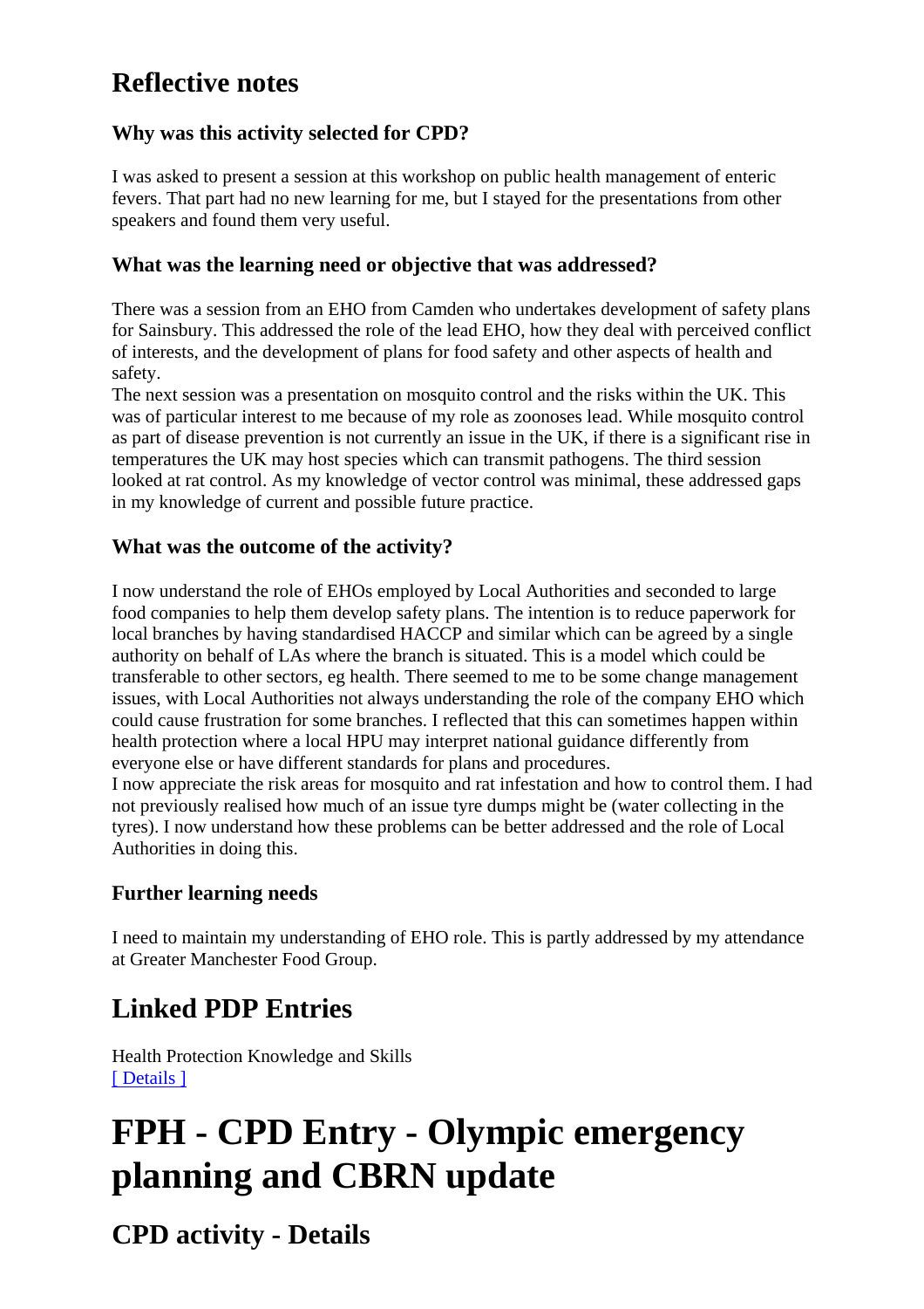## Reflective notes

### Why was this activity selected for CPD?

I was asked to present a session at this workshop on public health management of enteric fevers. That part had no new learning for me, but I stayed for the presentations from other speakers and found them very useful.

### What was the learning need or objective that was addressed?

There was a session from an EHO from Camden who undertakes development of safety plans for Sainsbury. This addressed the role of the lead EHO, how they deal with perceived conflict of interests, and the development of plans for food safety and other aspects of health and safety.
The next session was a presentation on mosquito control and the risks within the UK. This was of particular interest to me because of my role as zoonoses lead. While mosquito control as part of disease prevention is not currently an issue in the UK, if there is a significant rise in temperatures the UK may host species which can transmit pathogens. The third session looked at rat control. As my knowledge of vector control was minimal, these addressed gaps in my knowledge of current and possible future practice.

### What was the outcome of the activity?

I now understand the role of EHOs employed by Local Authorities and seconded to large food companies to help them develop safety plans. The intention is to reduce paperwork for local branches by having standardised HACCP and similar which can be agreed by a single authority on behalf of LAs where the branch is situated. This is a model which could be transferable to other sectors, eg health. There seemed to me to be some change management issues, with Local Authorities not always understanding the role of the company EHO which could cause frustration for some branches. I reflected that this can sometimes happen within health protection where a local HPU may interpret national guidance differently from everyone else or have different standards for plans and procedures.
I now appreciate the risk areas for mosquito and rat infestation and how to control them. I had not previously realised how much of an issue tyre dumps might be (water collecting in the tyres). I now understand how these problems can be better addressed and the role of Local Authorities in doing this.

### Further learning needs

I need to maintain my understanding of EHO role. This is partly addressed by my attendance at Greater Manchester Food Group.

## Linked PDP Entries

Health Protection Knowledge and Skills
[ Details ]

# FPH - CPD Entry - Olympic emergency planning and CBRN update

## CPD activity - Details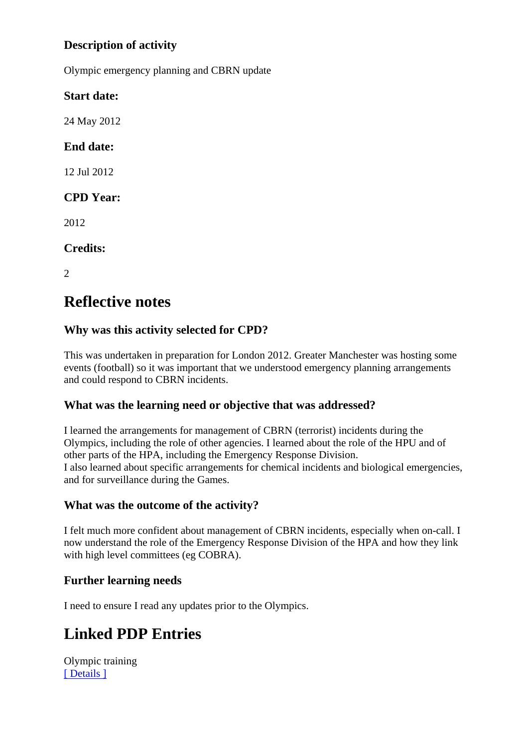### Description of activity

Olympic emergency planning and CBRN update

### Start date:

24 May 2012

### End date:

12 Jul 2012

### CPD Year:

2012

### Credits:

2

## Reflective notes

### Why was this activity selected for CPD?

This was undertaken in preparation for London 2012. Greater Manchester was hosting some events (football) so it was important that we understood emergency planning arrangements and could respond to CBRN incidents.

### What was the learning need or objective that was addressed?

I learned the arrangements for management of CBRN (terrorist) incidents during the Olympics, including the role of other agencies. I learned about the role of the HPU and of other parts of the HPA, including the Emergency Response Division.
I also learned about specific arrangements for chemical incidents and biological emergencies, and for surveillance during the Games.

### What was the outcome of the activity?

I felt much more confident about management of CBRN incidents, especially when on-call. I now understand the role of the Emergency Response Division of the HPA and how they link with high level committees (eg COBRA).

### Further learning needs

I need to ensure I read any updates prior to the Olympics.

## Linked PDP Entries

Olympic training
[ Details ]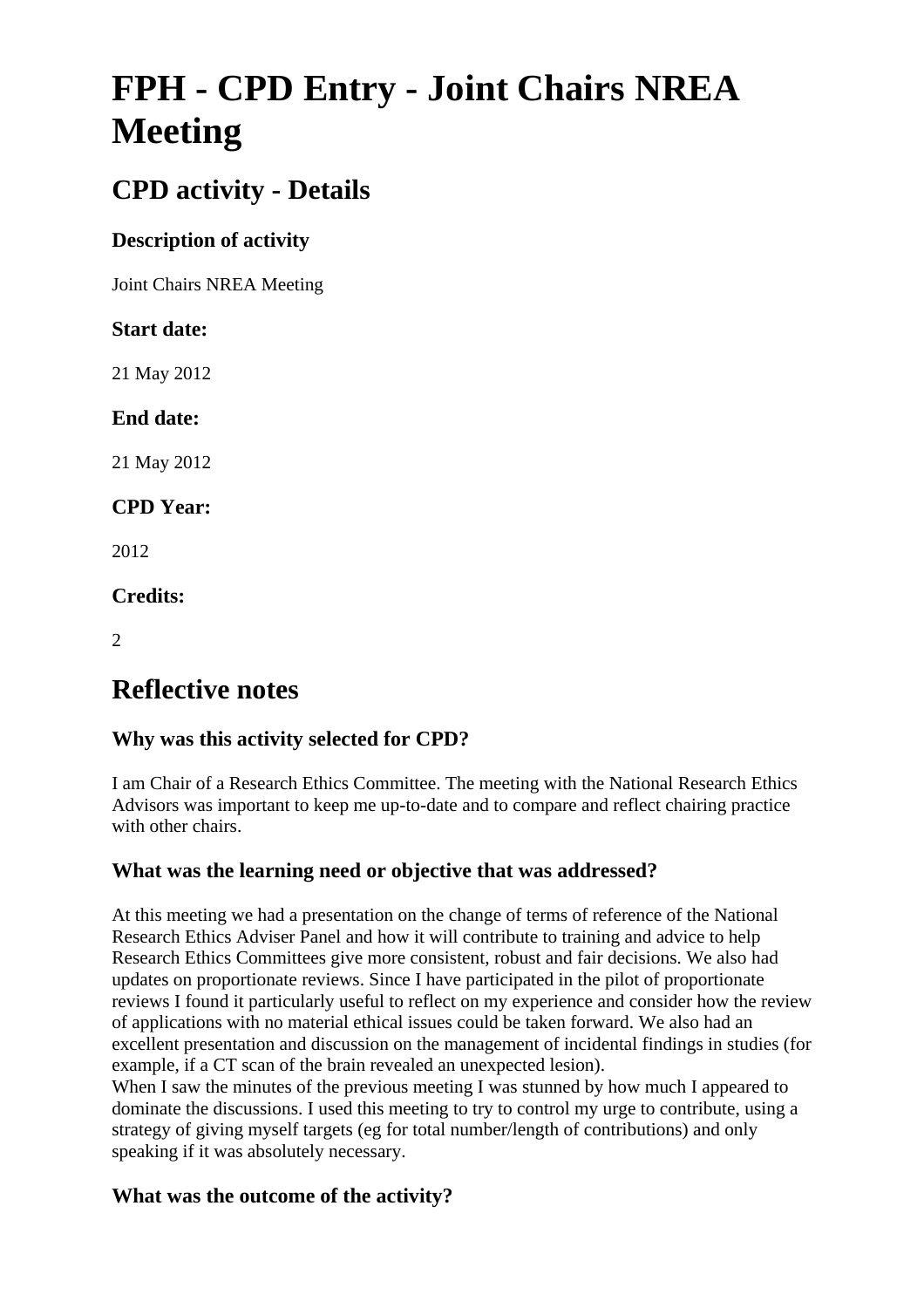# FPH - CPD Entry - Joint Chairs NREA Meeting

## CPD activity - Details

### Description of activity

Joint Chairs NREA Meeting

### Start date:

21 May 2012

### End date:

21 May 2012

### CPD Year:

2012

### Credits:

2

## Reflective notes

### Why was this activity selected for CPD?

I am Chair of a Research Ethics Committee. The meeting with the National Research Ethics Advisors was important to keep me up-to-date and to compare and reflect chairing practice with other chairs.

### What was the learning need or objective that was addressed?

At this meeting we had a presentation on the change of terms of reference of the National Research Ethics Adviser Panel and how it will contribute to training and advice to help Research Ethics Committees give more consistent, robust and fair decisions. We also had updates on proportionate reviews. Since I have participated in the pilot of proportionate reviews I found it particularly useful to reflect on my experience and consider how the review of applications with no material ethical issues could be taken forward. We also had an excellent presentation and discussion on the management of incidental findings in studies (for example, if a CT scan of the brain revealed an unexpected lesion).
When I saw the minutes of the previous meeting I was stunned by how much I appeared to dominate the discussions. I used this meeting to try to control my urge to contribute, using a strategy of giving myself targets (eg for total number/length of contributions) and only speaking if it was absolutely necessary.

### What was the outcome of the activity?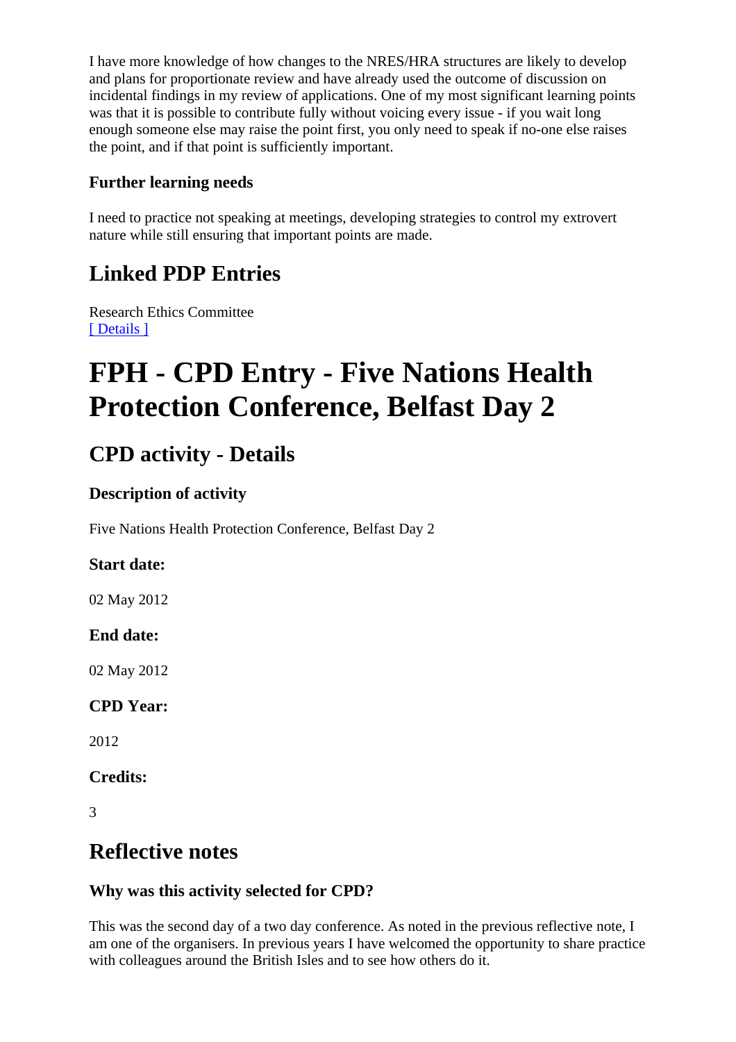I have more knowledge of how changes to the NRES/HRA structures are likely to develop and plans for proportionate review and have already used the outcome of discussion on incidental findings in my review of applications. One of my most significant learning points was that it is possible to contribute fully without voicing every issue - if you wait long enough someone else may raise the point first, you only need to speak if no-one else raises the point, and if that point is sufficiently important.

### Further learning needs

I need to practice not speaking at meetings, developing strategies to control my extrovert nature while still ensuring that important points are made.

## Linked PDP Entries

Research Ethics Committee
[ Details ]

# FPH - CPD Entry - Five Nations Health Protection Conference, Belfast Day 2

## CPD activity - Details

### Description of activity

Five Nations Health Protection Conference, Belfast Day 2

### Start date:

02 May 2012

### End date:

02 May 2012

### CPD Year:

2012

### Credits:

3

## Reflective notes

### Why was this activity selected for CPD?

This was the second day of a two day conference. As noted in the previous reflective note, I am one of the organisers. In previous years I have welcomed the opportunity to share practice with colleagues around the British Isles and to see how others do it.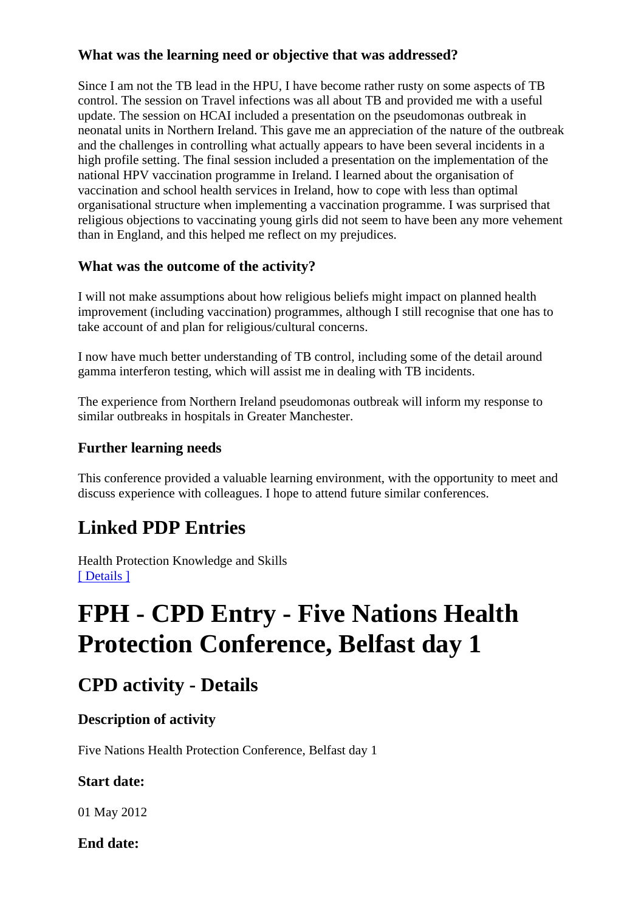### What was the learning need or objective that was addressed?

Since I am not the TB lead in the HPU, I have become rather rusty on some aspects of TB control. The session on Travel infections was all about TB and provided me with a useful update. The session on HCAI included a presentation on the pseudomonas outbreak in neonatal units in Northern Ireland. This gave me an appreciation of the nature of the outbreak and the challenges in controlling what actually appears to have been several incidents in a high profile setting. The final session included a presentation on the implementation of the national HPV vaccination programme in Ireland. I learned about the organisation of vaccination and school health services in Ireland, how to cope with less than optimal organisational structure when implementing a vaccination programme. I was surprised that religious objections to vaccinating young girls did not seem to have been any more vehement than in England, and this helped me reflect on my prejudices.

### What was the outcome of the activity?

I will not make assumptions about how religious beliefs might impact on planned health improvement (including vaccination) programmes, although I still recognise that one has to take account of and plan for religious/cultural concerns.

I now have much better understanding of TB control, including some of the detail around gamma interferon testing, which will assist me in dealing with TB incidents.

The experience from Northern Ireland pseudomonas outbreak will inform my response to similar outbreaks in hospitals in Greater Manchester.

### Further learning needs

This conference provided a valuable learning environment, with the opportunity to meet and discuss experience with colleagues. I hope to attend future similar conferences.

## Linked PDP Entries

Health Protection Knowledge and Skills
[ Details ]

# FPH - CPD Entry - Five Nations Health Protection Conference, Belfast day 1

## CPD activity - Details

### Description of activity

Five Nations Health Protection Conference, Belfast day 1

### Start date:

01 May 2012

### End date: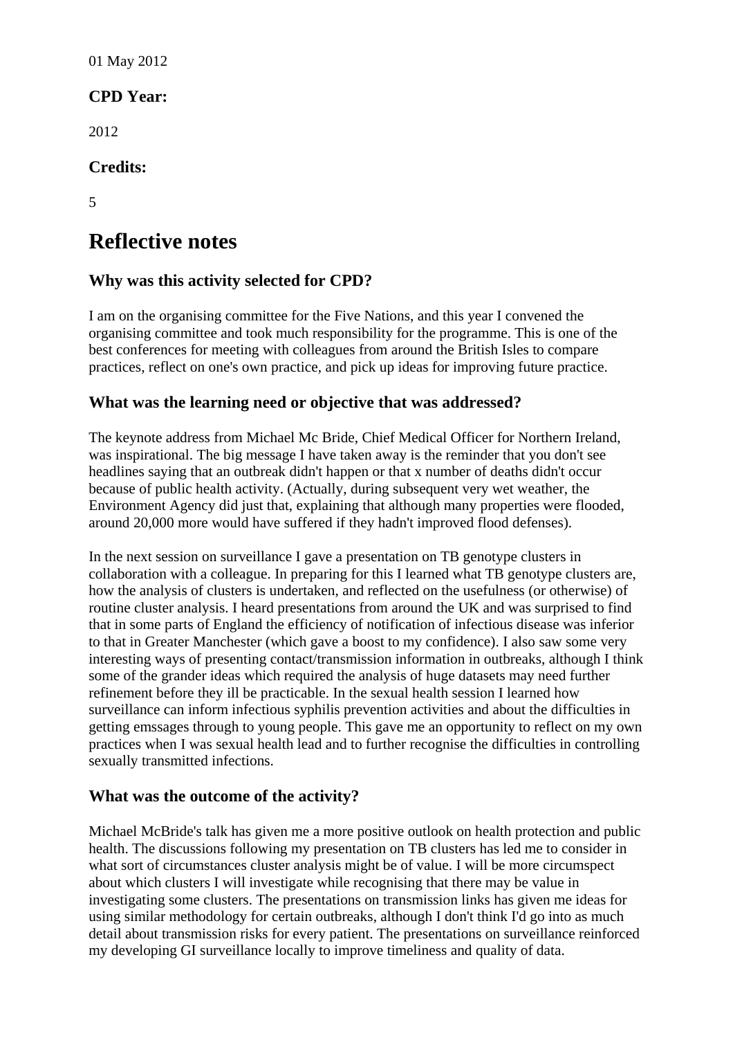01 May 2012

### CPD Year:

2012

### Credits:

5

## Reflective notes

### Why was this activity selected for CPD?

I am on the organising committee for the Five Nations, and this year I convened the organising committee and took much responsibility for the programme. This is one of the best conferences for meeting with colleagues from around the British Isles to compare practices, reflect on one's own practice, and pick up ideas for improving future practice.

### What was the learning need or objective that was addressed?

The keynote address from Michael Mc Bride, Chief Medical Officer for Northern Ireland, was inspirational. The big message I have taken away is the reminder that you don't see headlines saying that an outbreak didn't happen or that x number of deaths didn't occur because of public health activity. (Actually, during subsequent very wet weather, the Environment Agency did just that, explaining that although many properties were flooded, around 20,000 more would have suffered if they hadn't improved flood defenses).

In the next session on surveillance I gave a presentation on TB genotype clusters in collaboration with a colleague. In preparing for this I learned what TB genotype clusters are, how the analysis of clusters is undertaken, and reflected on the usefulness (or otherwise) of routine cluster analysis. I heard presentations from around the UK and was surprised to find that in some parts of England the efficiency of notification of infectious disease was inferior to that in Greater Manchester (which gave a boost to my confidence). I also saw some very interesting ways of presenting contact/transmission information in outbreaks, although I think some of the grander ideas which required the analysis of huge datasets may need further refinement before they ill be practicable. In the sexual health session I learned how surveillance can inform infectious syphilis prevention activities and about the difficulties in getting emssages through to young people. This gave me an opportunity to reflect on my own practices when I was sexual health lead and to further recognise the difficulties in controlling sexually transmitted infections.

### What was the outcome of the activity?

Michael McBride's talk has given me a more positive outlook on health protection and public health. The discussions following my presentation on TB clusters has led me to consider in what sort of circumstances cluster analysis might be of value. I will be more circumspect about which clusters I will investigate while recognising that there may be value in investigating some clusters. The presentations on transmission links has given me ideas for using similar methodology for certain outbreaks, although I don't think I'd go into as much detail about transmission risks for every patient. The presentations on surveillance reinforced my developing GI surveillance locally to improve timeliness and quality of data.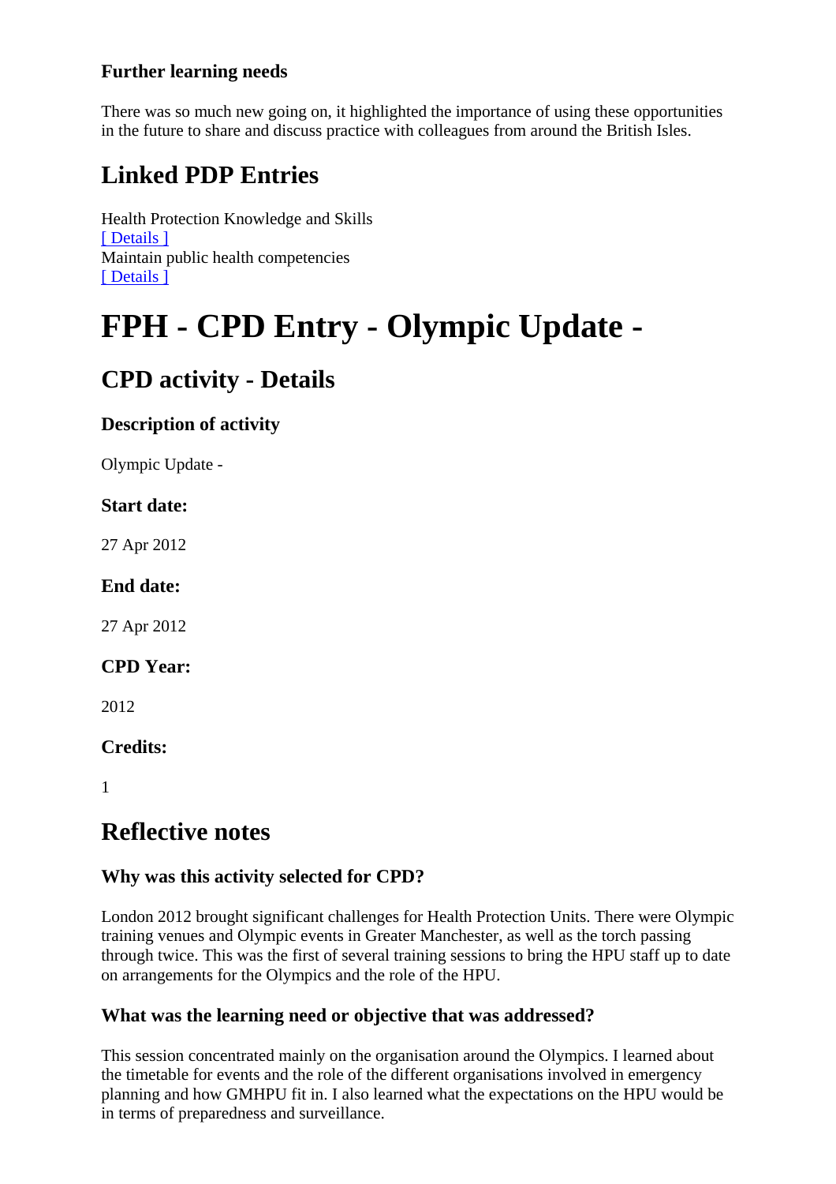### Further learning needs

There was so much new going on, it highlighted the importance of using these opportunities in the future to share and discuss practice with colleagues from around the British Isles.

## Linked PDP Entries

Health Protection Knowledge and Skills
[ Details ]
Maintain public health competencies
[ Details ]

# FPH - CPD Entry - Olympic Update -

## CPD activity - Details

### Description of activity

Olympic Update -

### Start date:

27 Apr 2012

### End date:

27 Apr 2012

### CPD Year:

2012

### Credits:

1

## Reflective notes

### Why was this activity selected for CPD?

London 2012 brought significant challenges for Health Protection Units. There were Olympic training venues and Olympic events in Greater Manchester, as well as the torch passing through twice. This was the first of several training sessions to bring the HPU staff up to date on arrangements for the Olympics and the role of the HPU.

### What was the learning need or objective that was addressed?

This session concentrated mainly on the organisation around the Olympics. I learned about the timetable for events and the role of the different organisations involved in emergency planning and how GMHPU fit in. I also learned what the expectations on the HPU would be in terms of preparedness and surveillance.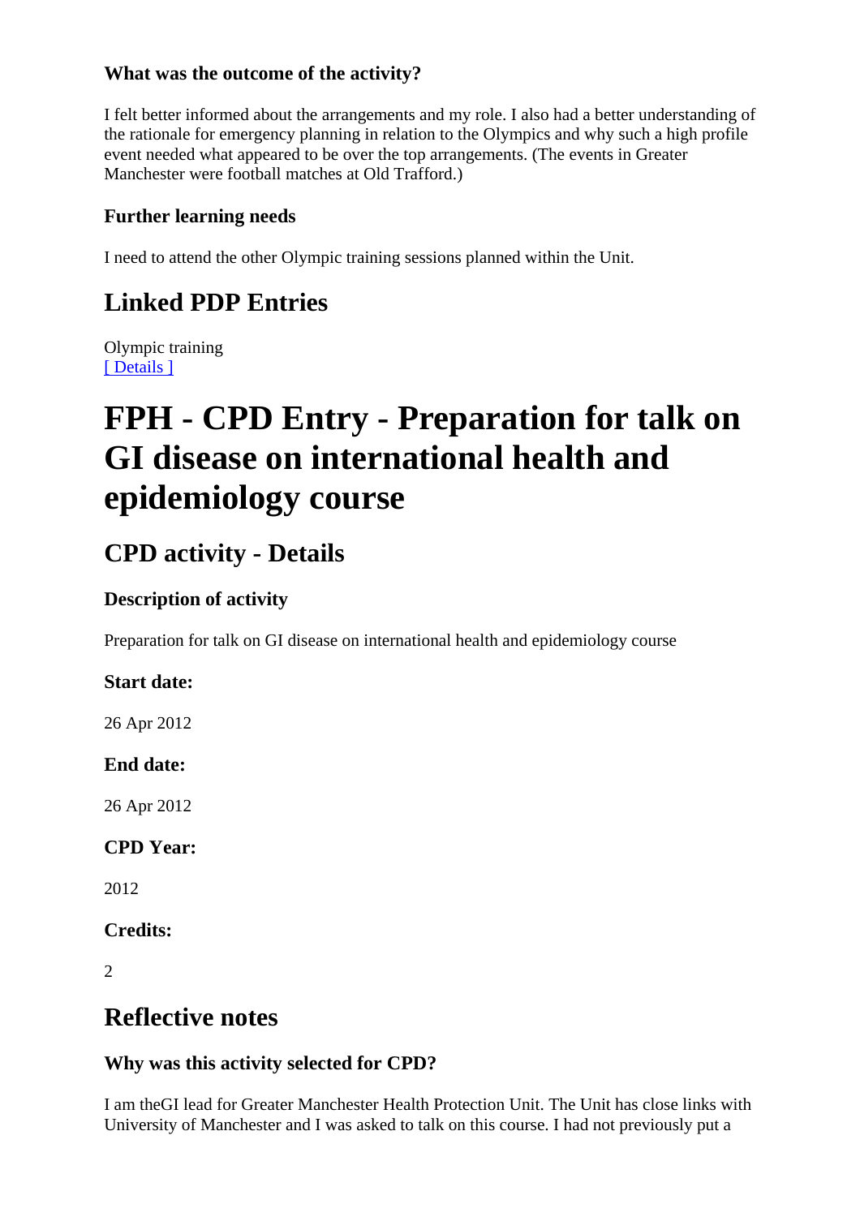### What was the outcome of the activity?

I felt better informed about the arrangements and my role. I also had a better understanding of the rationale for emergency planning in relation to the Olympics and why such a high profile event needed what appeared to be over the top arrangements. (The events in Greater Manchester were football matches at Old Trafford.)

### Further learning needs

I need to attend the other Olympic training sessions planned within the Unit.

## Linked PDP Entries

Olympic training
[ Details ]

# FPH - CPD Entry - Preparation for talk on GI disease on international health and epidemiology course

## CPD activity - Details

### Description of activity

Preparation for talk on GI disease on international health and epidemiology course

### Start date:

26 Apr 2012

### End date:

26 Apr 2012

### CPD Year:

2012

### Credits:

2

## Reflective notes

### Why was this activity selected for CPD?

I am theGI lead for Greater Manchester Health Protection Unit. The Unit has close links with University of Manchester and I was asked to talk on this course. I had not previously put a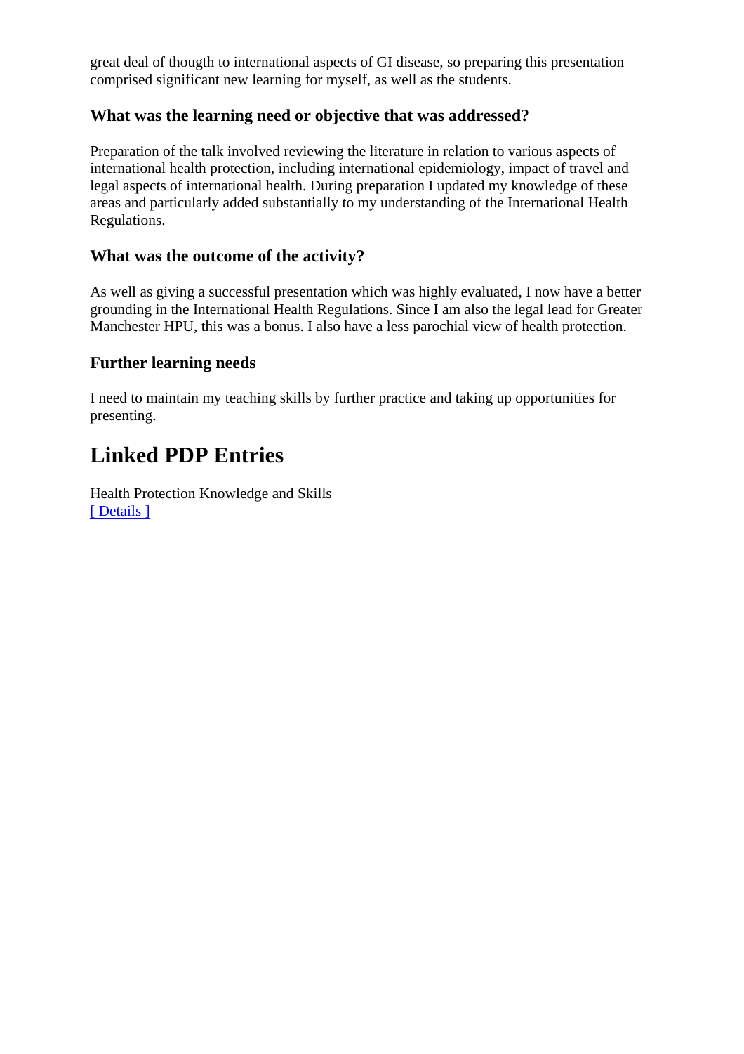great deal of thougth to international aspects of GI disease, so preparing this presentation comprised significant new learning for myself, as well as the students.

### What was the learning need or objective that was addressed?

Preparation of the talk involved reviewing the literature in relation to various aspects of international health protection, including international epidemiology, impact of travel and legal aspects of international health. During preparation I updated my knowledge of these areas and particularly added substantially to my understanding of the International Health Regulations.

### What was the outcome of the activity?

As well as giving a successful presentation which was highly evaluated, I now have a better grounding in the International Health Regulations. Since I am also the legal lead for Greater Manchester HPU, this was a bonus. I also have a less parochial view of health protection.

### Further learning needs

I need to maintain my teaching skills by further practice and taking up opportunities for presenting.

## Linked PDP Entries

Health Protection Knowledge and Skills
[ Details ]